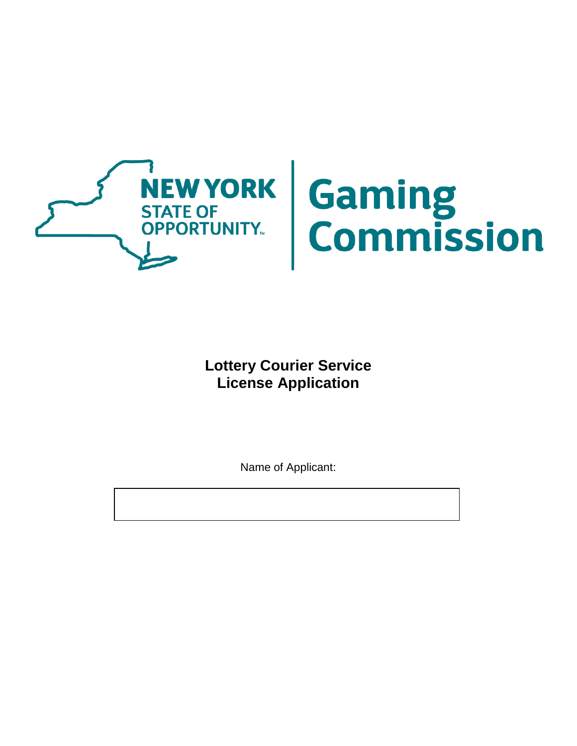NEW YORK STATE OF OPPORTUNITY. | Gaming Commission

# Lottery Courier Service License Application

Name of Applicant: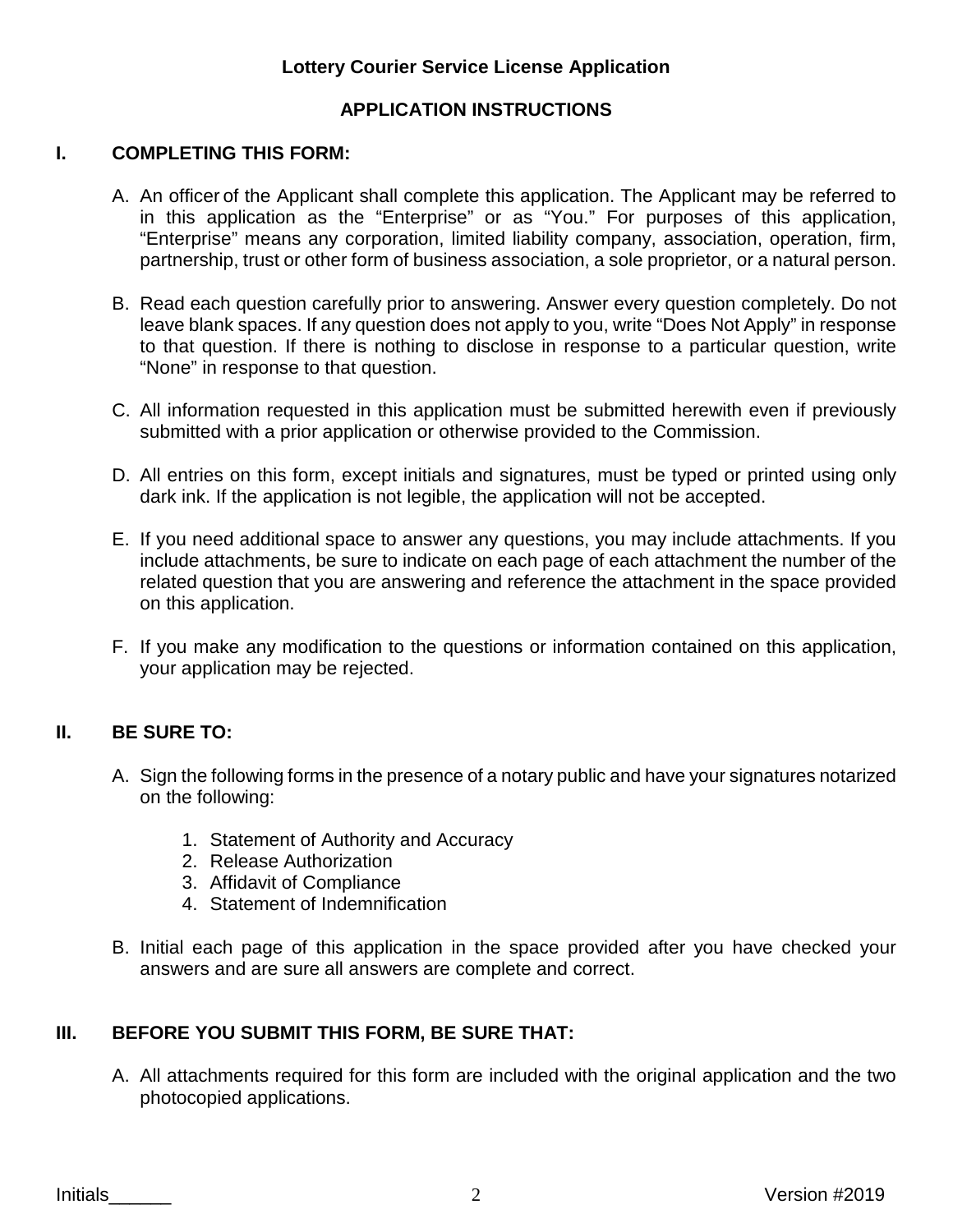**Lottery Courier Service License Application**

## APPLICATION INSTRUCTIONS

### I. COMPLETING THIS FORM:

A. An officer of the Applicant shall complete this application. The Applicant may be referred to in this application as the "Enterprise" or as "You." For purposes of this application, "Enterprise" means any corporation, limited liability company, association, operation, firm, partnership, trust or other form of business association, a sole proprietor, or a natural person.

B. Read each question carefully prior to answering. Answer every question completely. Do not leave blank spaces. If any question does not apply to you, write "Does Not Apply" in response to that question. If there is nothing to disclose in response to a particular question, write "None" in response to that question.

C. All information requested in this application must be submitted herewith even if previously submitted with a prior application or otherwise provided to the Commission.

D. All entries on this form, except initials and signatures, must be typed or printed using only dark ink. If the application is not legible, the application will not be accepted.

E. If you need additional space to answer any questions, you may include attachments. If you include attachments, be sure to indicate on each page of each attachment the number of the related question that you are answering and reference the attachment in the space provided on this application.

F. If you make any modification to the questions or information contained on this application, your application may be rejected.

### II. BE SURE TO:

A. Sign the following forms in the presence of a notary public and have your signatures notarized on the following:

1. Statement of Authority and Accuracy
2. Release Authorization
3. Affidavit of Compliance
4. Statement of Indemnification

B. Initial each page of this application in the space provided after you have checked your answers and are sure all answers are complete and correct.

### III. BEFORE YOU SUBMIT THIS FORM, BE SURE THAT:

A. All attachments required for this form are included with the original application and the two photocopied applications.

Initials______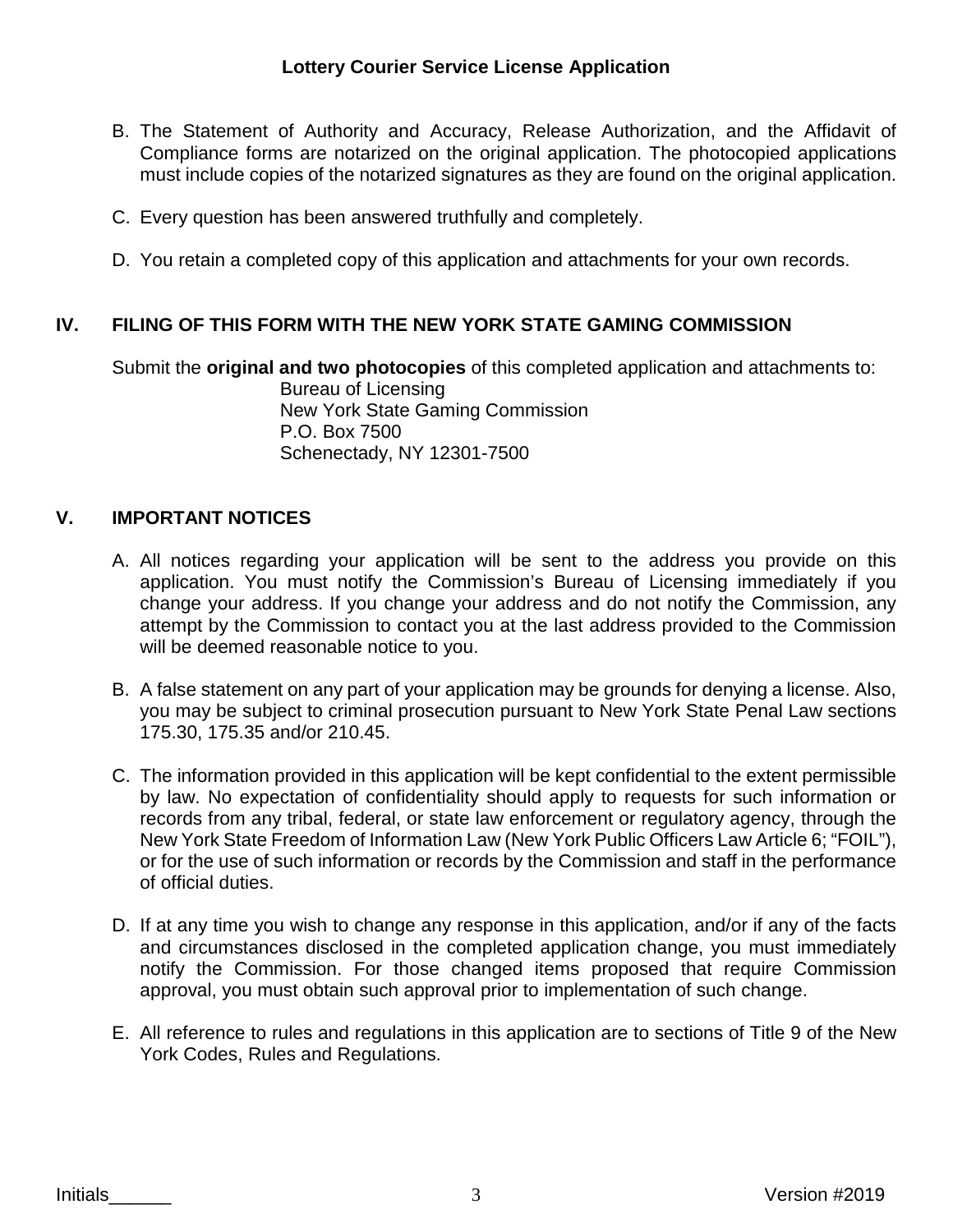B. The Statement of Authority and Accuracy, Release Authorization, and the Affidavit of Compliance forms are notarized on the original application. The photocopied applications must include copies of the notarized signatures as they are found on the original application.

C. Every question has been answered truthfully and completely.

D. You retain a completed copy of this application and attachments for your own records.

## IV. FILING OF THIS FORM WITH THE NEW YORK STATE GAMING COMMISSION

Submit the **original and two photocopies** of this completed application and attachments to:

Bureau of Licensing
New York State Gaming Commission
P.O. Box 7500
Schenectady, NY 12301-7500

## V. IMPORTANT NOTICES

A. All notices regarding your application will be sent to the address you provide on this application. You must notify the Commission's Bureau of Licensing immediately if you change your address. If you change your address and do not notify the Commission, any attempt by the Commission to contact you at the last address provided to the Commission will be deemed reasonable notice to you.

B. A false statement on any part of your application may be grounds for denying a license. Also, you may be subject to criminal prosecution pursuant to New York State Penal Law sections 175.30, 175.35 and/or 210.45.

C. The information provided in this application will be kept confidential to the extent permissible by law. No expectation of confidentiality should apply to requests for such information or records from any tribal, federal, or state law enforcement or regulatory agency, through the New York State Freedom of Information Law (New York Public Officers Law Article 6; "FOIL"), or for the use of such information or records by the Commission and staff in the performance of official duties.

D. If at any time you wish to change any response in this application, and/or if any of the facts and circumstances disclosed in the completed application change, you must immediately notify the Commission. For those changed items proposed that require Commission approval, you must obtain such approval prior to implementation of such change.

E. All reference to rules and regulations in this application are to sections of Title 9 of the New York Codes, Rules and Regulations.

Initials______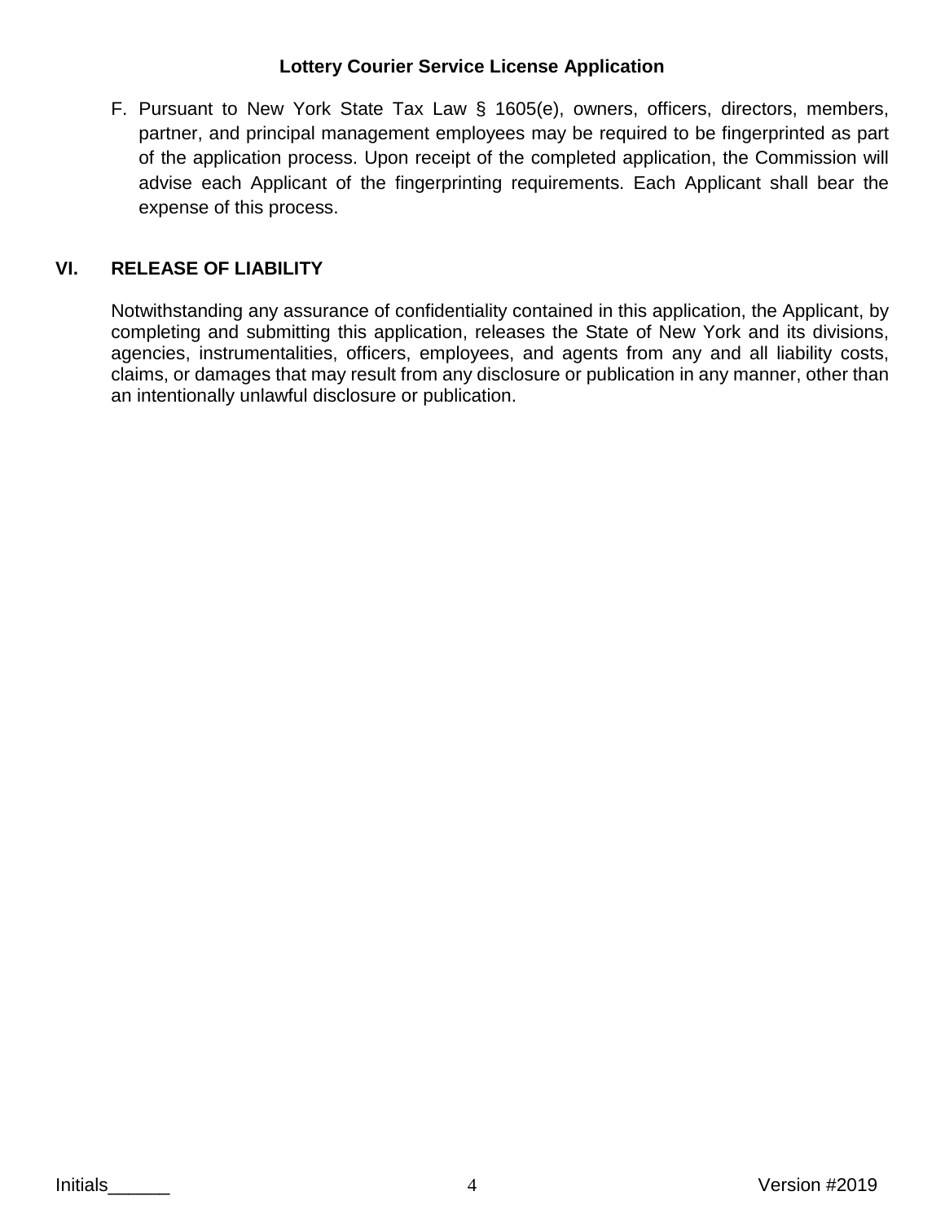F. Pursuant to New York State Tax Law § 1605(e), owners, officers, directors, members, partner, and principal management employees may be required to be fingerprinted as part of the application process. Upon receipt of the completed application, the Commission will advise each Applicant of the fingerprinting requirements. Each Applicant shall bear the expense of this process.

## VI. RELEASE OF LIABILITY

Notwithstanding any assurance of confidentiality contained in this application, the Applicant, by completing and submitting this application, releases the State of New York and its divisions, agencies, instrumentalities, officers, employees, and agents from any and all liability costs, claims, or damages that may result from any disclosure or publication in any manner, other than an intentionally unlawful disclosure or publication.

Initials______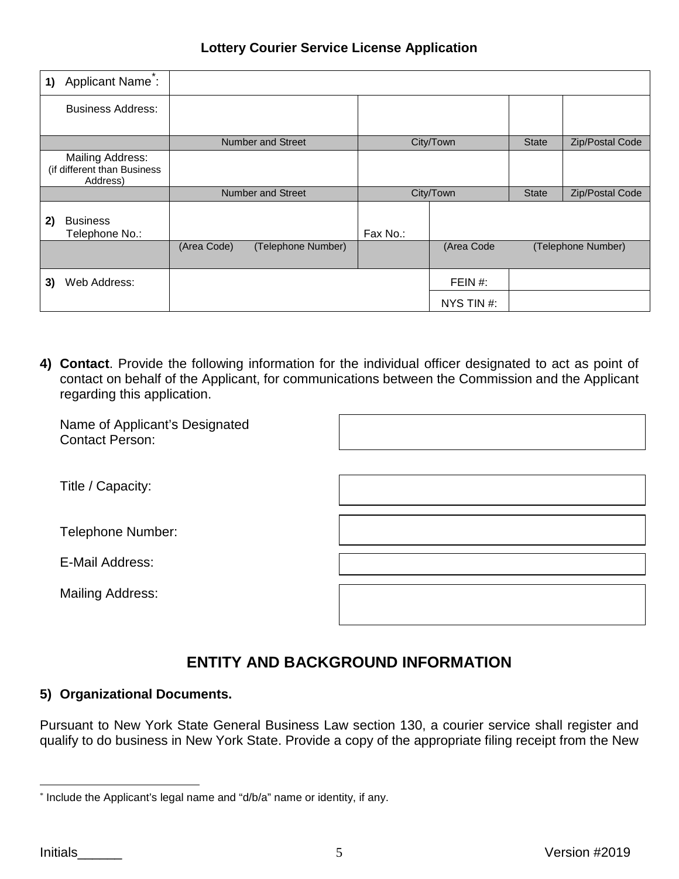## Lottery Courier Service License Application

| | | | | | |
|---|---|---|---|---|---|
| **1)** Applicant Name[*]: | | | | | |
| Business Address: | | | | | |
| | Number and Street | City/Town | | State | Zip/Postal Code |
| Mailing Address: (if different than Business Address) | | | | | |
| | Number and Street | City/Town | | State | Zip/Postal Code |
| **2)** Business Telephone No.: | | Fax No.: | | | |
| | (Area Code) (Telephone Number) | | (Area Code | (Telephone Number) | |
| **3)** Web Address: | | | FEIN #: | | |
| | | | NYS TIN #: | | |

**4) Contact**. Provide the following information for the individual officer designated to act as point of contact on behalf of the Applicant, for communications between the Commission and the Applicant regarding this application.

Name of Applicant's Designated Contact Person: ______

Title / Capacity: ______

Telephone Number: ______

E-Mail Address: ______

Mailing Address: ______

## ENTITY AND BACKGROUND INFORMATION

**5) Organizational Documents.**

Pursuant to New York State General Business Law section 130, a courier service shall register and qualify to do business in New York State. Provide a copy of the appropriate filing receipt from the New

[*] Include the Applicant's legal name and "d/b/a" name or identity, if any.

Initials______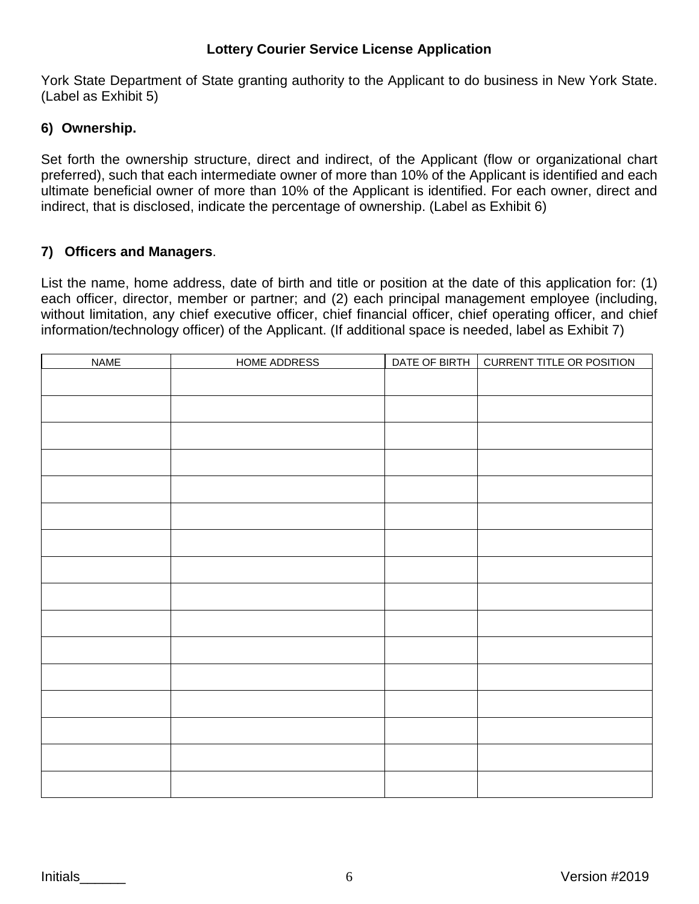York State Department of State granting authority to the Applicant to do business in New York State. (Label as Exhibit 5)

### 6) Ownership.

Set forth the ownership structure, direct and indirect, of the Applicant (flow or organizational chart preferred), such that each intermediate owner of more than 10% of the Applicant is identified and each ultimate beneficial owner of more than 10% of the Applicant is identified. For each owner, direct and indirect, that is disclosed, indicate the percentage of ownership. (Label as Exhibit 6)

### 7) Officers and Managers.

List the name, home address, date of birth and title or position at the date of this application for: (1) each officer, director, member or partner; and (2) each principal management employee (including, without limitation, any chief executive officer, chief financial officer, chief operating officer, and chief information/technology officer) of the Applicant. (If additional space is needed, label as Exhibit 7)

| NAME | HOME ADDRESS | DATE OF BIRTH | CURRENT TITLE OR POSITION |
|---|---|---|---|
| | | | |
| | | | |
| | | | |
| | | | |
| | | | |
| | | | |
| | | | |
| | | | |
| | | | |
| | | | |
| | | | |
| | | | |
| | | | |
| | | | |
| | | | |
| | | | |

Initials______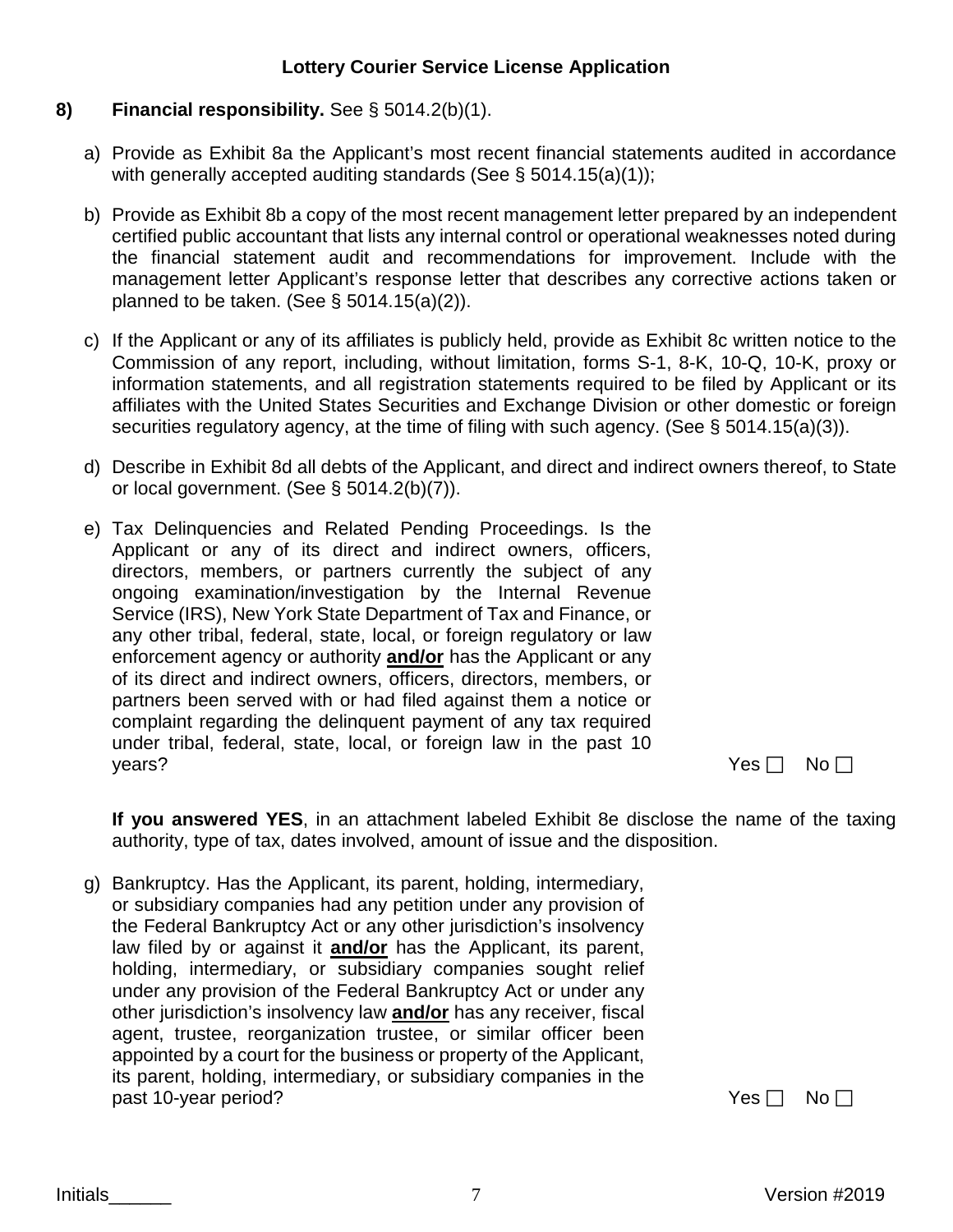**Lottery Courier Service License Application**

**8) Financial responsibility.** See § 5014.2(b)(1).

a) Provide as Exhibit 8a the Applicant's most recent financial statements audited in accordance with generally accepted auditing standards (See § 5014.15(a)(1));

b) Provide as Exhibit 8b a copy of the most recent management letter prepared by an independent certified public accountant that lists any internal control or operational weaknesses noted during the financial statement audit and recommendations for improvement. Include with the management letter Applicant's response letter that describes any corrective actions taken or planned to be taken. (See § 5014.15(a)(2)).

c) If the Applicant or any of its affiliates is publicly held, provide as Exhibit 8c written notice to the Commission of any report, including, without limitation, forms S-1, 8-K, 10-Q, 10-K, proxy or information statements, and all registration statements required to be filed by Applicant or its affiliates with the United States Securities and Exchange Division or other domestic or foreign securities regulatory agency, at the time of filing with such agency. (See § 5014.15(a)(3)).

d) Describe in Exhibit 8d all debts of the Applicant, and direct and indirect owners thereof, to State or local government. (See § 5014.2(b)(7)).

e) Tax Delinquencies and Related Pending Proceedings. Is the Applicant or any of its direct and indirect owners, officers, directors, members, or partners currently the subject of any ongoing examination/investigation by the Internal Revenue Service (IRS), New York State Department of Tax and Finance, or any other tribal, federal, state, local, or foreign regulatory or law enforcement agency or authority **and/or** has the Applicant or any of its direct and indirect owners, officers, directors, members, or partners been served with or had filed against them a notice or complaint regarding the delinquent payment of any tax required under tribal, federal, state, local, or foreign law in the past 10 years? Yes ☐ No ☐

**If you answered YES**, in an attachment labeled Exhibit 8e disclose the name of the taxing authority, type of tax, dates involved, amount of issue and the disposition.

g) Bankruptcy. Has the Applicant, its parent, holding, intermediary, or subsidiary companies had any petition under any provision of the Federal Bankruptcy Act or any other jurisdiction's insolvency law filed by or against it **and/or** has the Applicant, its parent, holding, intermediary, or subsidiary companies sought relief under any provision of the Federal Bankruptcy Act or under any other jurisdiction's insolvency law **and/or** has any receiver, fiscal agent, trustee, reorganization trustee, or similar officer been appointed by a court for the business or property of the Applicant, its parent, holding, intermediary, or subsidiary companies in the past 10-year period? Yes ☐ No ☐

Initials______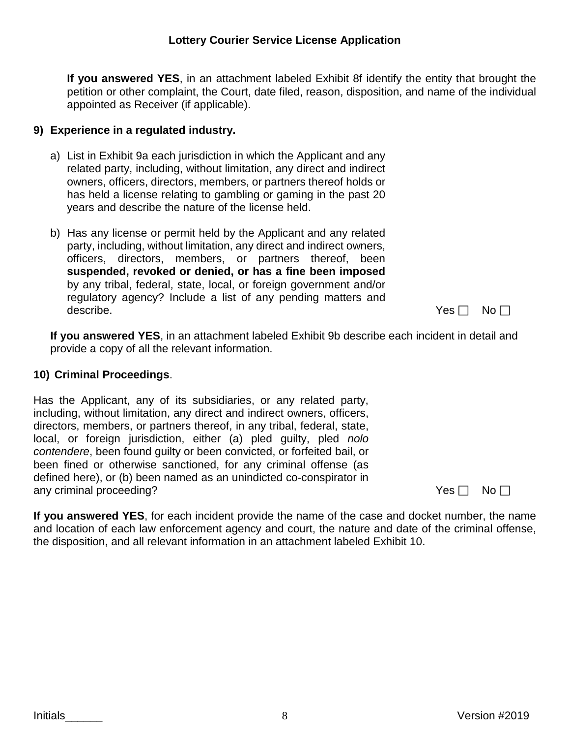If you answered YES, in an attachment labeled Exhibit 8f identify the entity that brought the petition or other complaint, the Court, date filed, reason, disposition, and name of the individual appointed as Receiver (if applicable).

**If you answered YES**, in an attachment labeled Exhibit 8f identify the entity that brought the petition or other complaint, the Court, date filed, reason, disposition, and name of the individual appointed as Receiver (if applicable).

## 9) Experience in a regulated industry.

a) List in Exhibit 9a each jurisdiction in which the Applicant and any related party, including, without limitation, any direct and indirect owners, officers, directors, members, or partners thereof holds or has held a license relating to gambling or gaming in the past 20 years and describe the nature of the license held.

b) Has any license or permit held by the Applicant and any related party, including, without limitation, any direct and indirect owners, officers, directors, members, or partners thereof, been **suspended, revoked or denied, or has a fine been imposed** by any tribal, federal, state, local, or foreign government and/or regulatory agency? Include a list of any pending matters and describe. Yes ☐ No ☐

**If you answered YES**, in an attachment labeled Exhibit 9b describe each incident in detail and provide a copy of all the relevant information.

## 10) Criminal Proceedings.

Has the Applicant, any of its subsidiaries, or any related party, including, without limitation, any direct and indirect owners, officers, directors, members, or partners thereof, in any tribal, federal, state, local, or foreign jurisdiction, either (a) pled guilty, pled *nolo contendere*, been found guilty or been convicted, or forfeited bail, or been fined or otherwise sanctioned, for any criminal offense (as defined here), or (b) been named as an unindicted co-conspirator in any criminal proceeding? Yes ☐ No ☐

**If you answered YES**, for each incident provide the name of the case and docket number, the name and location of each law enforcement agency and court, the nature and date of the criminal offense, the disposition, and all relevant information in an attachment labeled Exhibit 10.

Initials______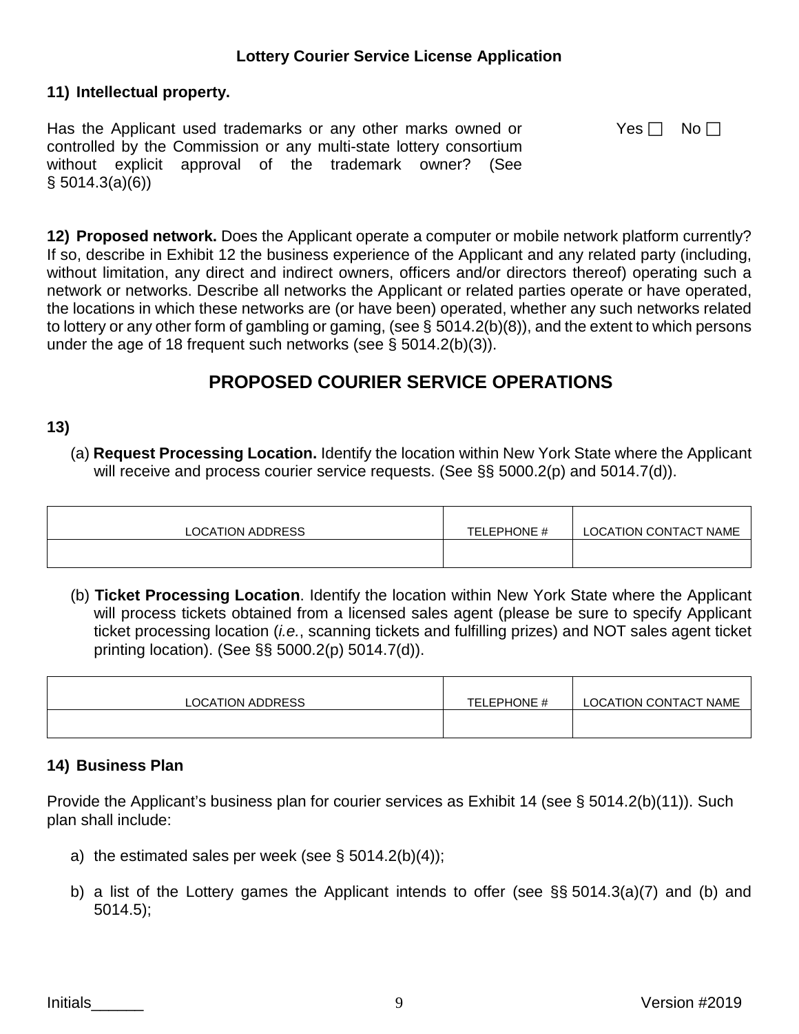**Lottery Courier Service License Application**

**11) Intellectual property.**

Has the Applicant used trademarks or any other marks owned or controlled by the Commission or any multi-state lottery consortium without explicit approval of the trademark owner? (See § 5014.3(a)(6))

Yes ☐ No ☐

**12) Proposed network.** Does the Applicant operate a computer or mobile network platform currently? If so, describe in Exhibit 12 the business experience of the Applicant and any related party (including, without limitation, any direct and indirect owners, officers and/or directors thereof) operating such a network or networks. Describe all networks the Applicant or related parties operate or have operated, the locations in which these networks are (or have been) operated, whether any such networks related to lottery or any other form of gambling or gaming, (see § 5014.2(b)(8)), and the extent to which persons under the age of 18 frequent such networks (see § 5014.2(b)(3)).

## PROPOSED COURIER SERVICE OPERATIONS

**13)**

(a) **Request Processing Location.** Identify the location within New York State where the Applicant will receive and process courier service requests. (See §§ 5000.2(p) and 5014.7(d)).

| LOCATION ADDRESS | TELEPHONE # | LOCATION CONTACT NAME |
|---|---|---|
| | | |

(b) **Ticket Processing Location**. Identify the location within New York State where the Applicant will process tickets obtained from a licensed sales agent (please be sure to specify Applicant ticket processing location (*i.e.*, scanning tickets and fulfilling prizes) and NOT sales agent ticket printing location). (See §§ 5000.2(p) 5014.7(d)).

| LOCATION ADDRESS | TELEPHONE # | LOCATION CONTACT NAME |
|---|---|---|
| | | |

**14) Business Plan**

Provide the Applicant's business plan for courier services as Exhibit 14 (see § 5014.2(b)(11)). Such plan shall include:

a) the estimated sales per week (see § 5014.2(b)(4));

b) a list of the Lottery games the Applicant intends to offer (see §§ 5014.3(a)(7) and (b) and 5014.5);

Initials______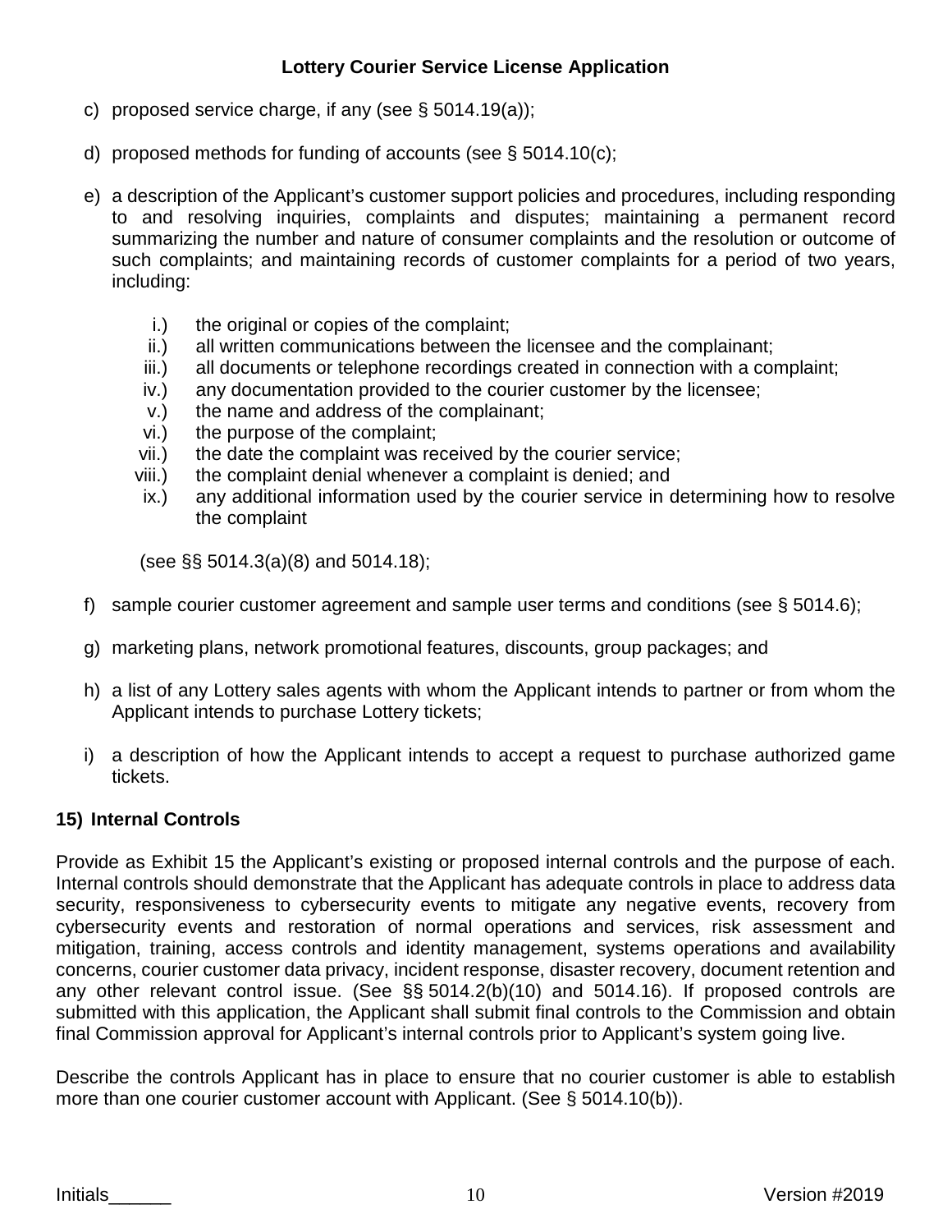c) proposed service charge, if any (see § 5014.19(a));

d) proposed methods for funding of accounts (see § 5014.10(c);

e) a description of the Applicant's customer support policies and procedures, including responding to and resolving inquiries, complaints and disputes; maintaining a permanent record summarizing the number and nature of consumer complaints and the resolution or outcome of such complaints; and maintaining records of customer complaints for a period of two years, including:

   i.) the original or copies of the complaint;
   ii.) all written communications between the licensee and the complainant;
   iii.) all documents or telephone recordings created in connection with a complaint;
   iv.) any documentation provided to the courier customer by the licensee;
   v.) the name and address of the complainant;
   vi.) the purpose of the complaint;
   vii.) the date the complaint was received by the courier service;
   viii.) the complaint denial whenever a complaint is denied; and
   ix.) any additional information used by the courier service in determining how to resolve the complaint

   (see §§ 5014.3(a)(8) and 5014.18);

f) sample courier customer agreement and sample user terms and conditions (see § 5014.6);

g) marketing plans, network promotional features, discounts, group packages; and

h) a list of any Lottery sales agents with whom the Applicant intends to partner or from whom the Applicant intends to purchase Lottery tickets;

i) a description of how the Applicant intends to accept a request to purchase authorized game tickets.

## 15) Internal Controls

Provide as Exhibit 15 the Applicant's existing or proposed internal controls and the purpose of each. Internal controls should demonstrate that the Applicant has adequate controls in place to address data security, responsiveness to cybersecurity events to mitigate any negative events, recovery from cybersecurity events and restoration of normal operations and services, risk assessment and mitigation, training, access controls and identity management, systems operations and availability concerns, courier customer data privacy, incident response, disaster recovery, document retention and any other relevant control issue. (See §§ 5014.2(b)(10) and 5014.16). If proposed controls are submitted with this application, the Applicant shall submit final controls to the Commission and obtain final Commission approval for Applicant's internal controls prior to Applicant's system going live.

Describe the controls Applicant has in place to ensure that no courier customer is able to establish more than one courier customer account with Applicant. (See § 5014.10(b)).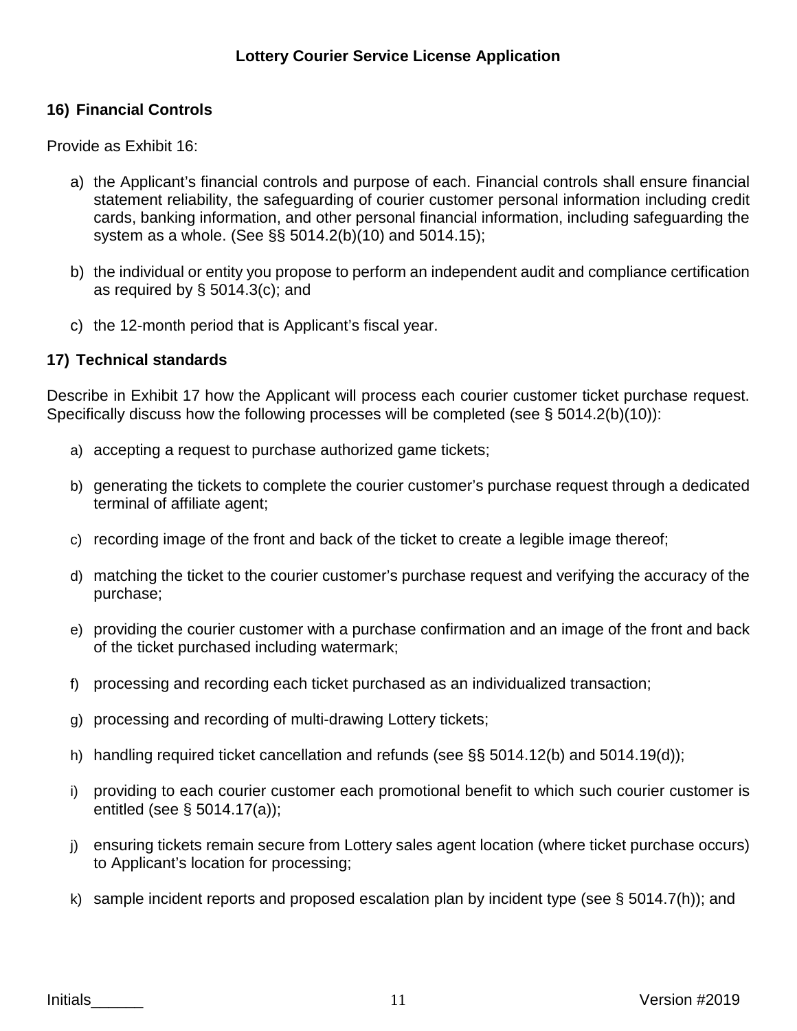## 16) Financial Controls

Provide as Exhibit 16:

a) the Applicant's financial controls and purpose of each. Financial controls shall ensure financial statement reliability, the safeguarding of courier customer personal information including credit cards, banking information, and other personal financial information, including safeguarding the system as a whole. (See §§ 5014.2(b)(10) and 5014.15);

b) the individual or entity you propose to perform an independent audit and compliance certification as required by § 5014.3(c); and

c) the 12-month period that is Applicant's fiscal year.

## 17) Technical standards

Describe in Exhibit 17 how the Applicant will process each courier customer ticket purchase request. Specifically discuss how the following processes will be completed (see § 5014.2(b)(10)):

a) accepting a request to purchase authorized game tickets;

b) generating the tickets to complete the courier customer's purchase request through a dedicated terminal of affiliate agent;

c) recording image of the front and back of the ticket to create a legible image thereof;

d) matching the ticket to the courier customer's purchase request and verifying the accuracy of the purchase;

e) providing the courier customer with a purchase confirmation and an image of the front and back of the ticket purchased including watermark;

f) processing and recording each ticket purchased as an individualized transaction;

g) processing and recording of multi-drawing Lottery tickets;

h) handling required ticket cancellation and refunds (see §§ 5014.12(b) and 5014.19(d));

i) providing to each courier customer each promotional benefit to which such courier customer is entitled (see § 5014.17(a));

j) ensuring tickets remain secure from Lottery sales agent location (where ticket purchase occurs) to Applicant's location for processing;

k) sample incident reports and proposed escalation plan by incident type (see § 5014.7(h)); and

Initials______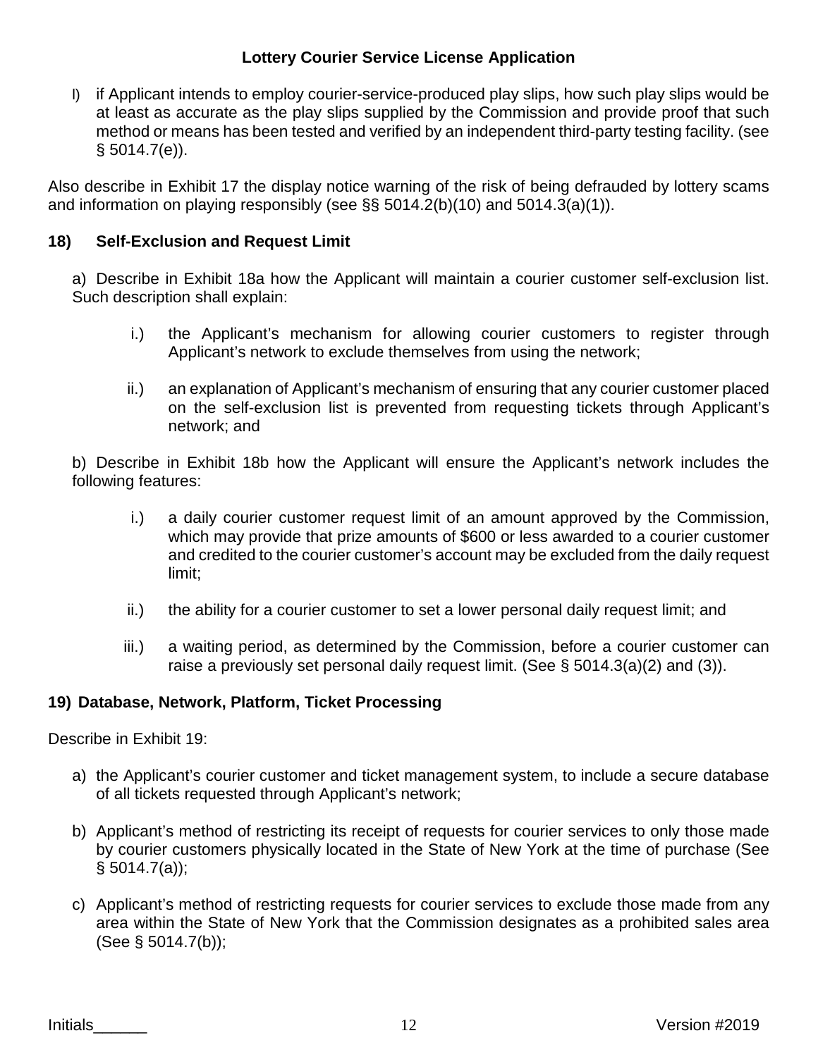# Lottery Courier Service License Application

l) if Applicant intends to employ courier-service-produced play slips, how such play slips would be at least as accurate as the play slips supplied by the Commission and provide proof that such method or means has been tested and verified by an independent third-party testing facility. (see § 5014.7(e)).

Also describe in Exhibit 17 the display notice warning of the risk of being defrauded by lottery scams and information on playing responsibly (see §§ 5014.2(b)(10) and 5014.3(a)(1)).

## 18) Self-Exclusion and Request Limit

a) Describe in Exhibit 18a how the Applicant will maintain a courier customer self-exclusion list. Such description shall explain:

i.) the Applicant's mechanism for allowing courier customers to register through Applicant's network to exclude themselves from using the network;

ii.) an explanation of Applicant's mechanism of ensuring that any courier customer placed on the self-exclusion list is prevented from requesting tickets through Applicant's network; and

b) Describe in Exhibit 18b how the Applicant will ensure the Applicant's network includes the following features:

i.) a daily courier customer request limit of an amount approved by the Commission, which may provide that prize amounts of $600 or less awarded to a courier customer and credited to the courier customer's account may be excluded from the daily request limit;

ii.) the ability for a courier customer to set a lower personal daily request limit; and

iii.) a waiting period, as determined by the Commission, before a courier customer can raise a previously set personal daily request limit. (See § 5014.3(a)(2) and (3)).

## 19) Database, Network, Platform, Ticket Processing

Describe in Exhibit 19:

a) the Applicant's courier customer and ticket management system, to include a secure database of all tickets requested through Applicant's network;

b) Applicant's method of restricting its receipt of requests for courier services to only those made by courier customers physically located in the State of New York at the time of purchase (See § 5014.7(a));

c) Applicant's method of restricting requests for courier services to exclude those made from any area within the State of New York that the Commission designates as a prohibited sales area (See § 5014.7(b));

Initials______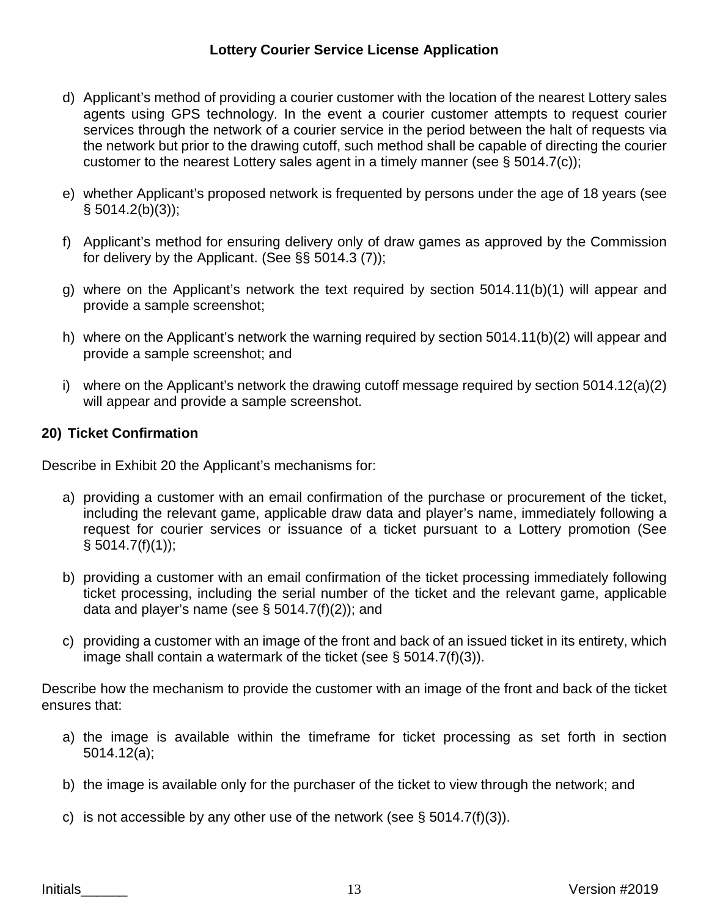d) Applicant's method of providing a courier customer with the location of the nearest Lottery sales agents using GPS technology. In the event a courier customer attempts to request courier services through the network of a courier service in the period between the halt of requests via the network but prior to the drawing cutoff, such method shall be capable of directing the courier customer to the nearest Lottery sales agent in a timely manner (see § 5014.7(c));

e) whether Applicant's proposed network is frequented by persons under the age of 18 years (see § 5014.2(b)(3));

f) Applicant's method for ensuring delivery only of draw games as approved by the Commission for delivery by the Applicant. (See §§ 5014.3 (7));

g) where on the Applicant's network the text required by section 5014.11(b)(1) will appear and provide a sample screenshot;

h) where on the Applicant's network the warning required by section 5014.11(b)(2) will appear and provide a sample screenshot; and

i) where on the Applicant's network the drawing cutoff message required by section 5014.12(a)(2) will appear and provide a sample screenshot.

**20) Ticket Confirmation**

Describe in Exhibit 20 the Applicant's mechanisms for:

a) providing a customer with an email confirmation of the purchase or procurement of the ticket, including the relevant game, applicable draw data and player's name, immediately following a request for courier services or issuance of a ticket pursuant to a Lottery promotion (See § 5014.7(f)(1));

b) providing a customer with an email confirmation of the ticket processing immediately following ticket processing, including the serial number of the ticket and the relevant game, applicable data and player's name (see § 5014.7(f)(2)); and

c) providing a customer with an image of the front and back of an issued ticket in its entirety, which image shall contain a watermark of the ticket (see § 5014.7(f)(3)).

Describe how the mechanism to provide the customer with an image of the front and back of the ticket ensures that:

a) the image is available within the timeframe for ticket processing as set forth in section 5014.12(a);

b) the image is available only for the purchaser of the ticket to view through the network; and

c) is not accessible by any other use of the network (see § 5014.7(f)(3)).

Initials______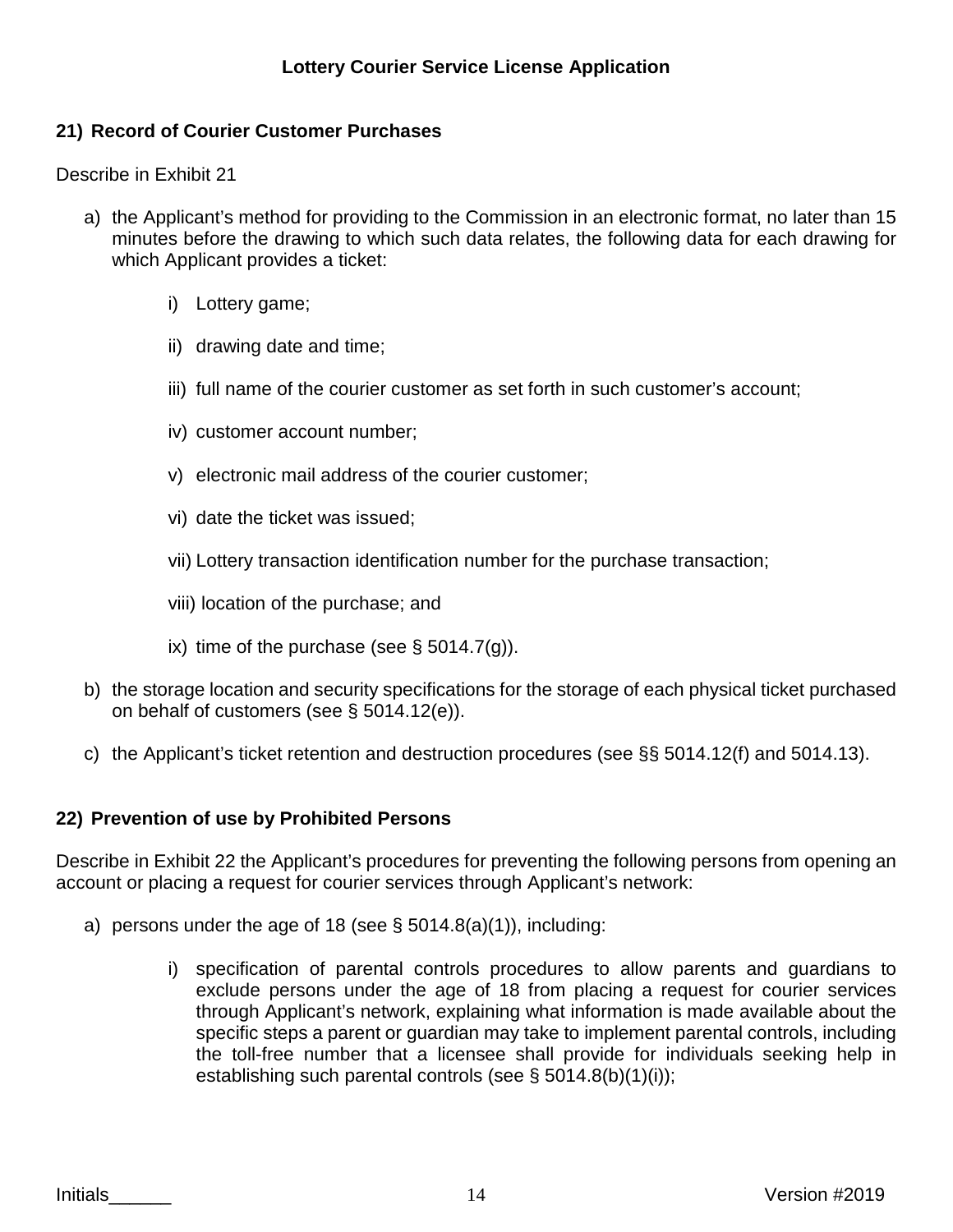## 21) Record of Courier Customer Purchases

Describe in Exhibit 21

a) the Applicant's method for providing to the Commission in an electronic format, no later than 15 minutes before the drawing to which such data relates, the following data for each drawing for which Applicant provides a ticket:

   i) Lottery game;

   ii) drawing date and time;

   iii) full name of the courier customer as set forth in such customer's account;

   iv) customer account number;

   v) electronic mail address of the courier customer;

   vi) date the ticket was issued;

   vii) Lottery transaction identification number for the purchase transaction;

   viii) location of the purchase; and

   ix) time of the purchase (see § 5014.7(g)).

b) the storage location and security specifications for the storage of each physical ticket purchased on behalf of customers (see § 5014.12(e)).

c) the Applicant's ticket retention and destruction procedures (see §§ 5014.12(f) and 5014.13).

## 22) Prevention of use by Prohibited Persons

Describe in Exhibit 22 the Applicant's procedures for preventing the following persons from opening an account or placing a request for courier services through Applicant's network:

a) persons under the age of 18 (see § 5014.8(a)(1)), including:

   i) specification of parental controls procedures to allow parents and guardians to exclude persons under the age of 18 from placing a request for courier services through Applicant's network, explaining what information is made available about the specific steps a parent or guardian may take to implement parental controls, including the toll-free number that a licensee shall provide for individuals seeking help in establishing such parental controls (see § 5014.8(b)(1)(i));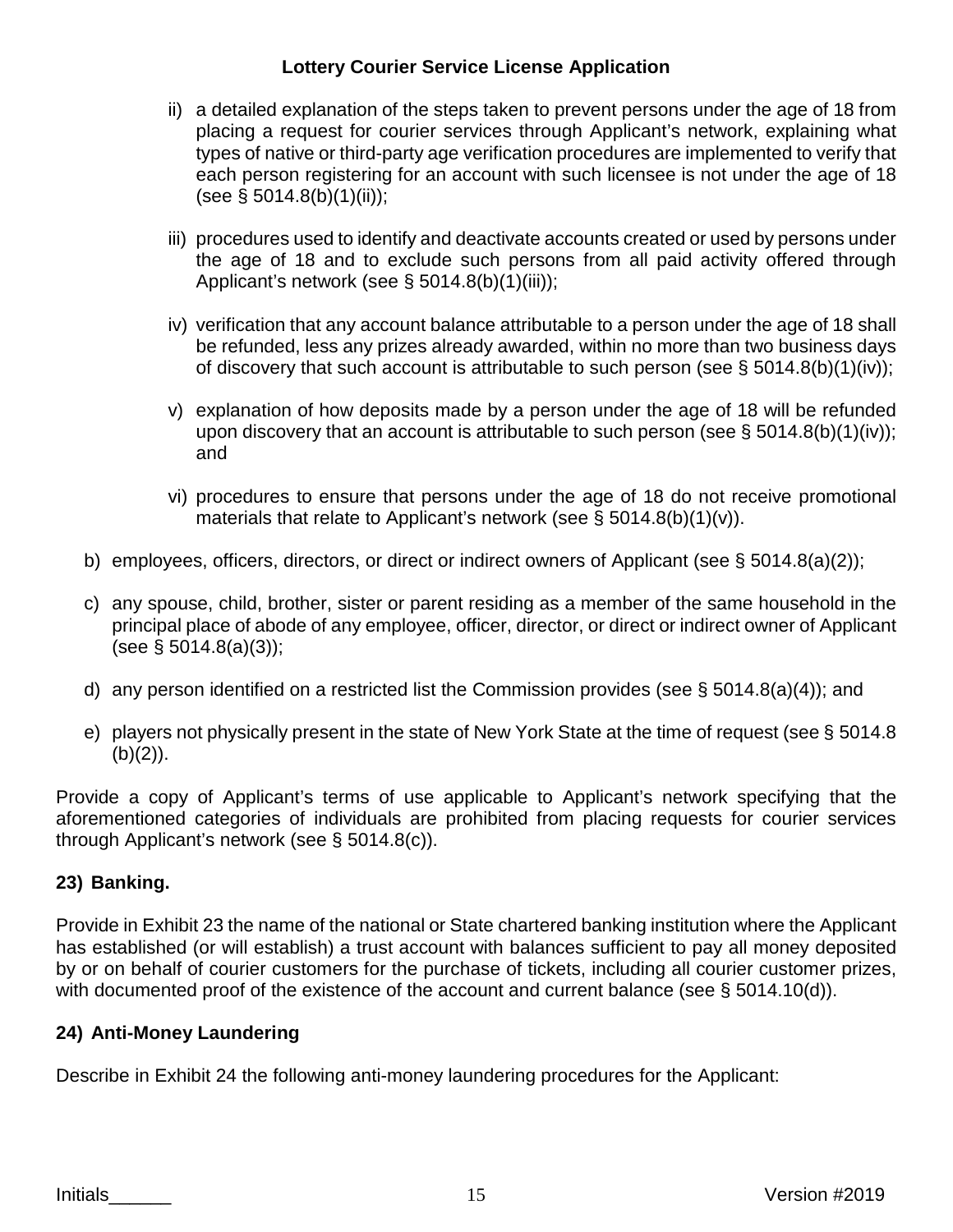ii) a detailed explanation of the steps taken to prevent persons under the age of 18 from placing a request for courier services through Applicant's network, explaining what types of native or third-party age verification procedures are implemented to verify that each person registering for an account with such licensee is not under the age of 18 (see § 5014.8(b)(1)(ii));

iii) procedures used to identify and deactivate accounts created or used by persons under the age of 18 and to exclude such persons from all paid activity offered through Applicant's network (see § 5014.8(b)(1)(iii));

iv) verification that any account balance attributable to a person under the age of 18 shall be refunded, less any prizes already awarded, within no more than two business days of discovery that such account is attributable to such person (see § 5014.8(b)(1)(iv));

v) explanation of how deposits made by a person under the age of 18 will be refunded upon discovery that an account is attributable to such person (see § 5014.8(b)(1)(iv)); and

vi) procedures to ensure that persons under the age of 18 do not receive promotional materials that relate to Applicant's network (see § 5014.8(b)(1)(v)).

b) employees, officers, directors, or direct or indirect owners of Applicant (see § 5014.8(a)(2));

c) any spouse, child, brother, sister or parent residing as a member of the same household in the principal place of abode of any employee, officer, director, or direct or indirect owner of Applicant (see § 5014.8(a)(3));

d) any person identified on a restricted list the Commission provides (see § 5014.8(a)(4)); and

e) players not physically present in the state of New York State at the time of request (see § 5014.8 (b)(2)).

Provide a copy of Applicant's terms of use applicable to Applicant's network specifying that the aforementioned categories of individuals are prohibited from placing requests for courier services through Applicant's network (see § 5014.8(c)).

### 23) Banking.

Provide in Exhibit 23 the name of the national or State chartered banking institution where the Applicant has established (or will establish) a trust account with balances sufficient to pay all money deposited by or on behalf of courier customers for the purchase of tickets, including all courier customer prizes, with documented proof of the existence of the account and current balance (see § 5014.10(d)).

### 24) Anti-Money Laundering

Describe in Exhibit 24 the following anti-money laundering procedures for the Applicant: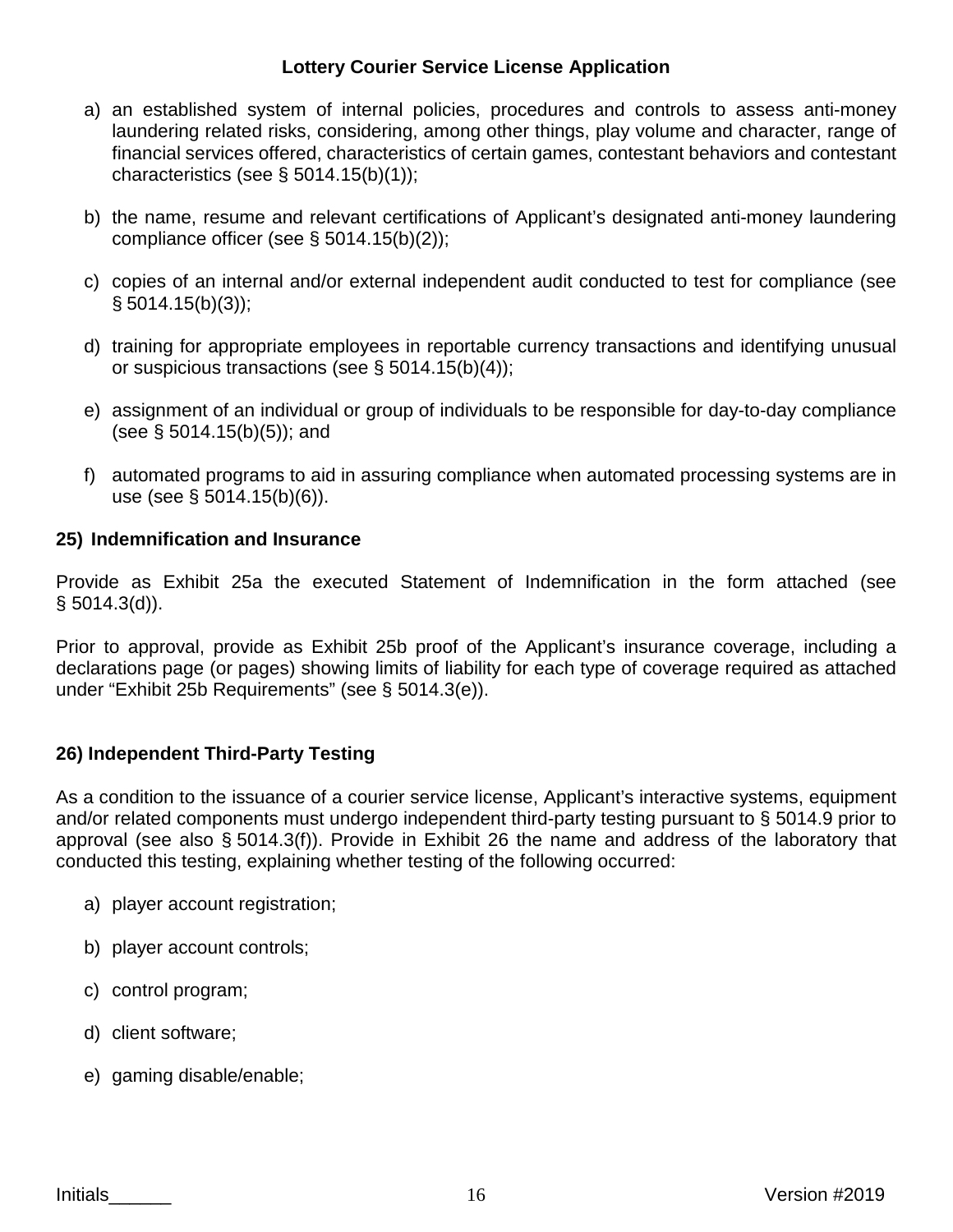a) an established system of internal policies, procedures and controls to assess anti-money laundering related risks, considering, among other things, play volume and character, range of financial services offered, characteristics of certain games, contestant behaviors and contestant characteristics (see § 5014.15(b)(1));

b) the name, resume and relevant certifications of Applicant's designated anti-money laundering compliance officer (see § 5014.15(b)(2));

c) copies of an internal and/or external independent audit conducted to test for compliance (see § 5014.15(b)(3));

d) training for appropriate employees in reportable currency transactions and identifying unusual or suspicious transactions (see § 5014.15(b)(4));

e) assignment of an individual or group of individuals to be responsible for day-to-day compliance (see § 5014.15(b)(5)); and

f) automated programs to aid in assuring compliance when automated processing systems are in use (see § 5014.15(b)(6)).

**25) Indemnification and Insurance**

Provide as Exhibit 25a the executed Statement of Indemnification in the form attached (see § 5014.3(d)).

Prior to approval, provide as Exhibit 25b proof of the Applicant's insurance coverage, including a declarations page (or pages) showing limits of liability for each type of coverage required as attached under "Exhibit 25b Requirements" (see § 5014.3(e)).

**26) Independent Third-Party Testing**

As a condition to the issuance of a courier service license, Applicant's interactive systems, equipment and/or related components must undergo independent third-party testing pursuant to § 5014.9 prior to approval (see also § 5014.3(f)). Provide in Exhibit 26 the name and address of the laboratory that conducted this testing, explaining whether testing of the following occurred:

a) player account registration;

b) player account controls;

c) control program;

d) client software;

e) gaming disable/enable;

Initials______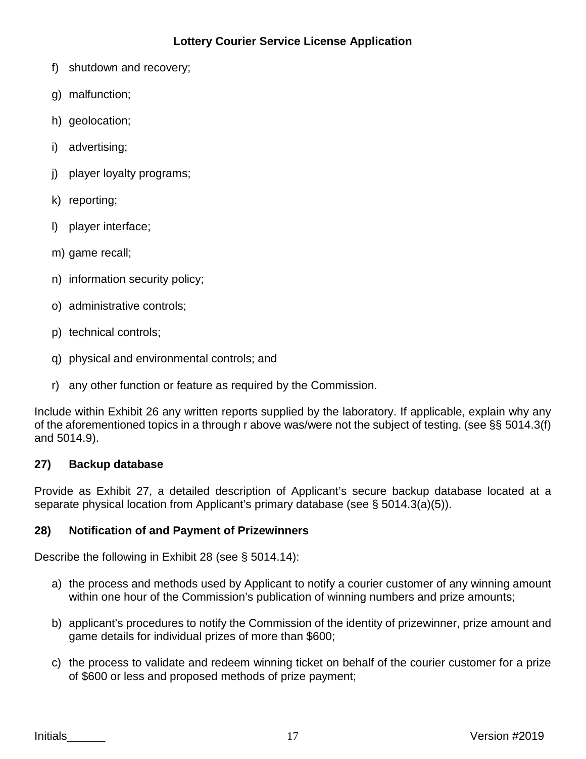f) shutdown and recovery;

g) malfunction;

h) geolocation;

i) advertising;

j) player loyalty programs;

k) reporting;

l) player interface;

m) game recall;

n) information security policy;

o) administrative controls;

p) technical controls;

q) physical and environmental controls; and

r) any other function or feature as required by the Commission.

Include within Exhibit 26 any written reports supplied by the laboratory. If applicable, explain why any of the aforementioned topics in a through r above was/were not the subject of testing. (see §§ 5014.3(f) and 5014.9).

### 27) Backup database

Provide as Exhibit 27, a detailed description of Applicant's secure backup database located at a separate physical location from Applicant's primary database (see § 5014.3(a)(5)).

### 28) Notification of and Payment of Prizewinners

Describe the following in Exhibit 28 (see § 5014.14):

a) the process and methods used by Applicant to notify a courier customer of any winning amount within one hour of the Commission's publication of winning numbers and prize amounts;

b) applicant's procedures to notify the Commission of the identity of prizewinner, prize amount and game details for individual prizes of more than $600;

c) the process to validate and redeem winning ticket on behalf of the courier customer for a prize of $600 or less and proposed methods of prize payment;

Initials______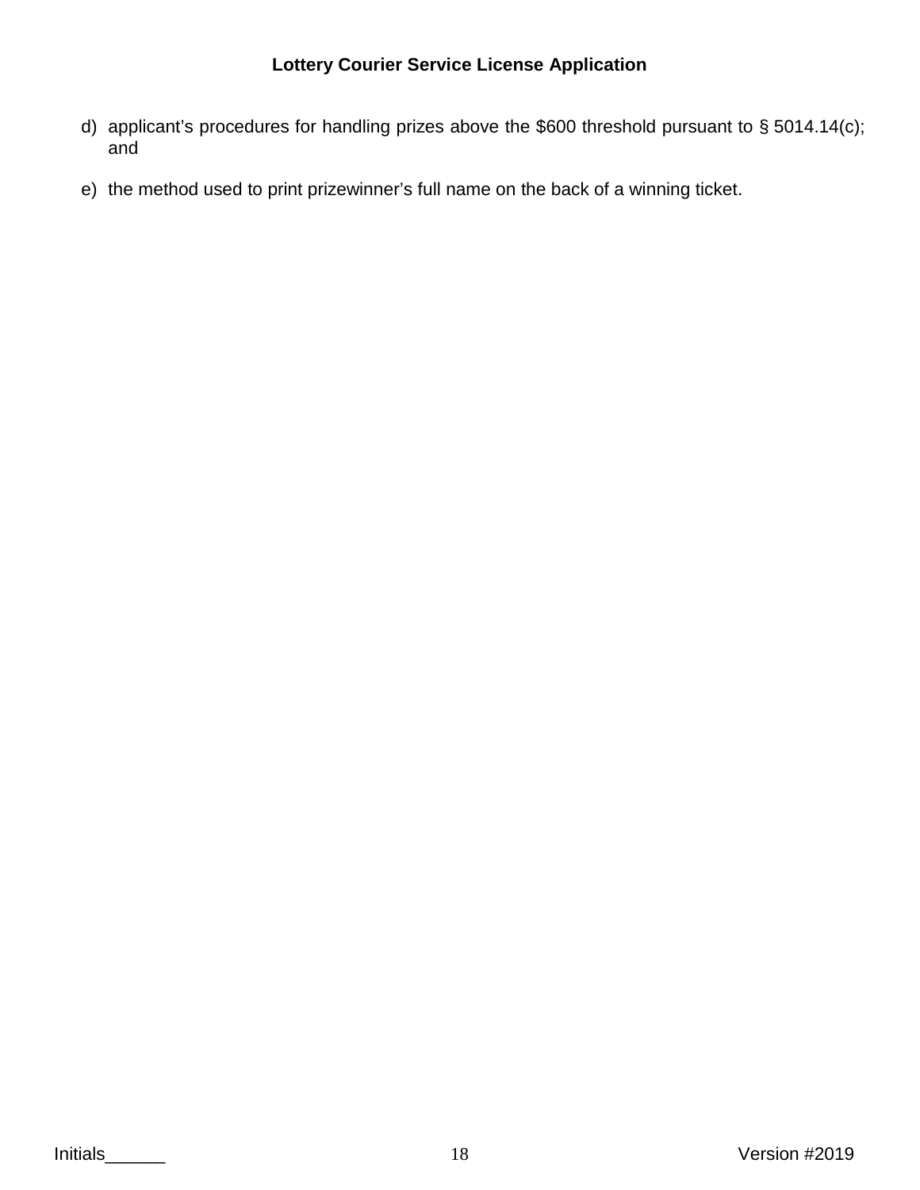d) applicant’s procedures for handling prizes above the $600 threshold pursuant to § 5014.14(c); and

e) the method used to print prizewinner’s full name on the back of a winning ticket.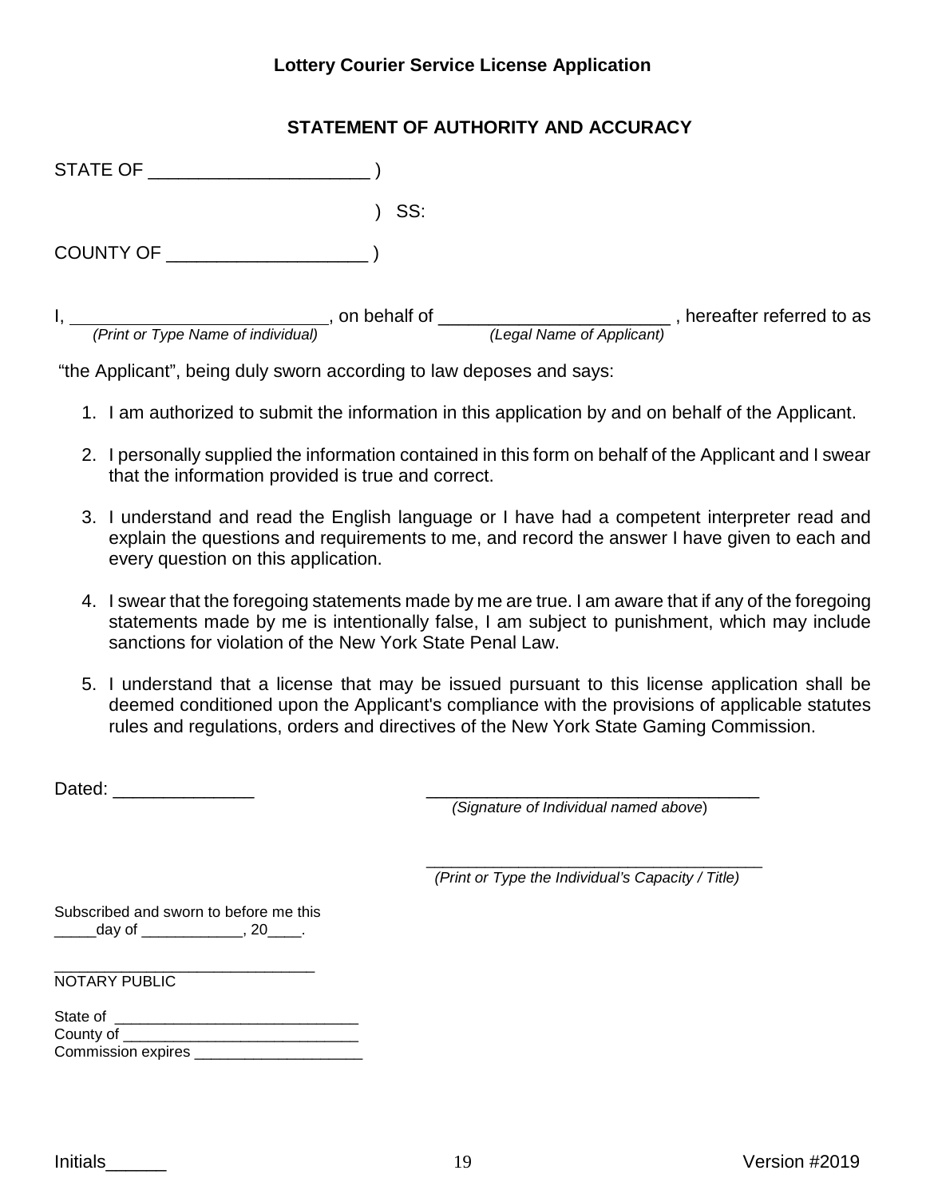## Lottery Courier Service License Application

### STATEMENT OF AUTHORITY AND ACCURACY

STATE OF _____________________ )

) SS:

COUNTY OF ___________________ )

I, _________________________, on behalf of _______________________ , hereafter referred to as
*(Print or Type Name of individual)* *(Legal Name of Applicant)*

"the Applicant", being duly sworn according to law deposes and says:

1. I am authorized to submit the information in this application by and on behalf of the Applicant.
2. I personally supplied the information contained in this form on behalf of the Applicant and I swear that the information provided is true and correct.
3. I understand and read the English language or I have had a competent interpreter read and explain the questions and requirements to me, and record the answer I have given to each and every question on this application.
4. I swear that the foregoing statements made by me are true. I am aware that if any of the foregoing statements made by me is intentionally false, I am subject to punishment, which may include sanctions for violation of the New York State Penal Law.
5. I understand that a license that may be issued pursuant to this license application shall be deemed conditioned upon the Applicant's compliance with the provisions of applicable statutes rules and regulations, orders and directives of the New York State Gaming Commission.

Dated: ______________

__________________________________
*(Signature of Individual named above)*

__________________________________
*(Print or Type the Individual's Capacity / Title)*

Subscribed and sworn to before me this
_____day of ____________, 20____.

______________________________
NOTARY PUBLIC

State of ____________________________
County of ___________________________
Commission expires ___________________

Initials______

Version #2019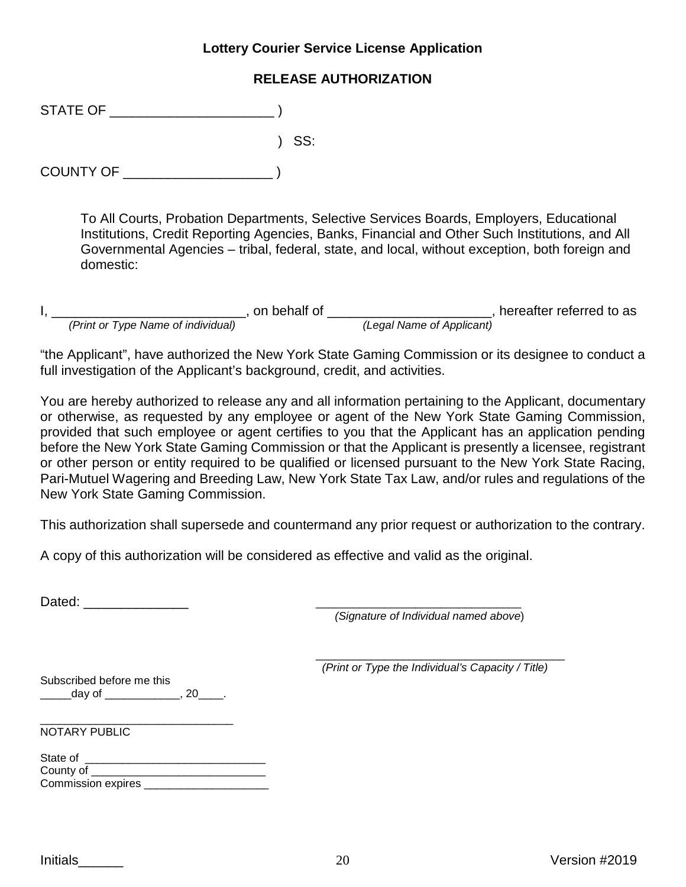**Lottery Courier Service License Application**

**RELEASE AUTHORIZATION**

STATE OF ______________________ )

) SS:

COUNTY OF ____________________ )

To All Courts, Probation Departments, Selective Services Boards, Employers, Educational Institutions, Credit Reporting Agencies, Banks, Financial and Other Such Institutions, and All Governmental Agencies – tribal, federal, state, and local, without exception, both foreign and domestic:

I, ___________________________, on behalf of _______________________, hereafter referred to as
*(Print or Type Name of individual)* *(Legal Name of Applicant)*

“the Applicant”, have authorized the New York State Gaming Commission or its designee to conduct a full investigation of the Applicant’s background, credit, and activities.

You are hereby authorized to release any and all information pertaining to the Applicant, documentary or otherwise, as requested by any employee or agent of the New York State Gaming Commission, provided that such employee or agent certifies to you that the Applicant has an application pending before the New York State Gaming Commission or that the Applicant is presently a licensee, registrant or other person or entity required to be qualified or licensed pursuant to the New York State Racing, Pari-Mutuel Wagering and Breeding Law, New York State Tax Law, and/or rules and regulations of the New York State Gaming Commission.

This authorization shall supersede and countermand any prior request or authorization to the contrary.

A copy of this authorization will be considered as effective and valid as the original.

Dated: ______________

_______________________________
*(Signature of Individual named above)*

_______________________________________
*(Print or Type the Individual’s Capacity / Title)*

Subscribed before me this
_____day of ____________, 20____.

______________________________
NOTARY PUBLIC

State of ______________________________
County of _____________________________
Commission expires ____________________

Initials______

Version #2019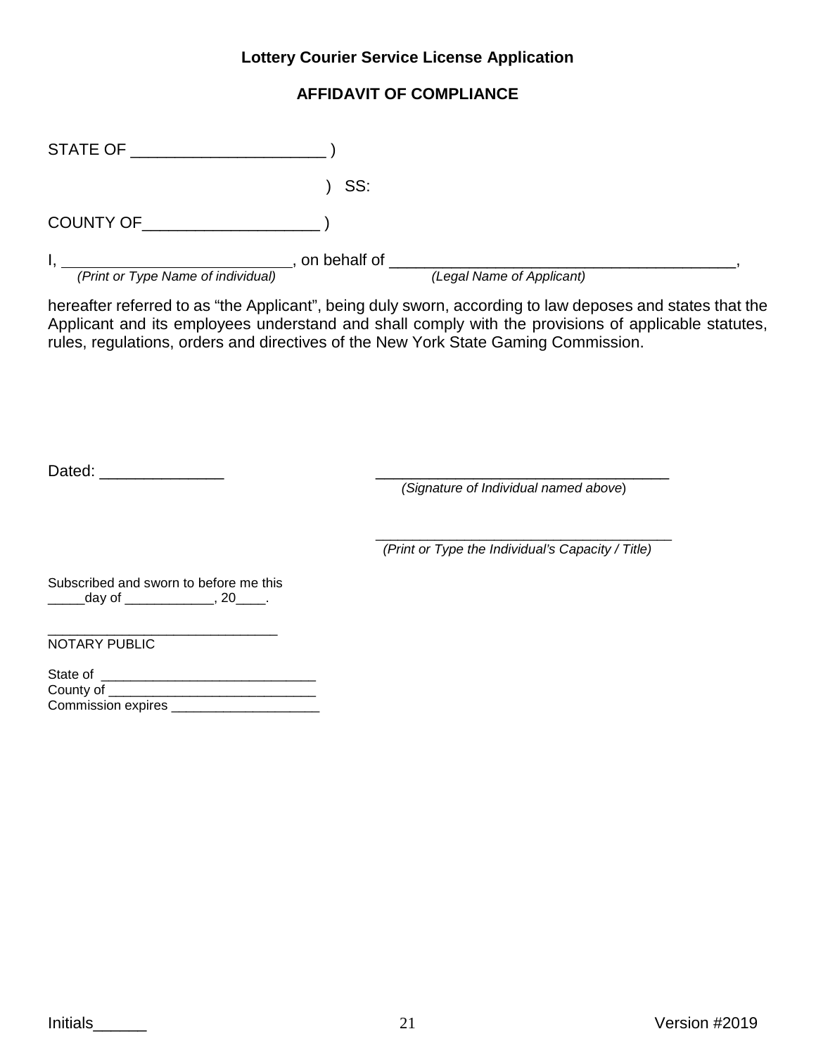**Lottery Courier Service License Application**

**AFFIDAVIT OF COMPLIANCE**

STATE OF _____________________ )

) SS:

COUNTY OF___________________ )

I, __________________________, on behalf of ________________________________________,
*(Print or Type Name of individual)* *(Legal Name of Applicant)*

hereafter referred to as "the Applicant", being duly sworn, according to law deposes and states that the Applicant and its employees understand and shall comply with the provisions of applicable statutes, rules, regulations, orders and directives of the New York State Gaming Commission.

Dated: ______________

_________________________________
*(Signature of Individual named above)*

____________________________________
*(Print or Type the Individual's Capacity / Title)*

Subscribed and sworn to before me this
_____day of ____________, 20____.

______________________________
NOTARY PUBLIC

State of _____________________________
County of ____________________________
Commission expires ____________________

Initials______

Version #2019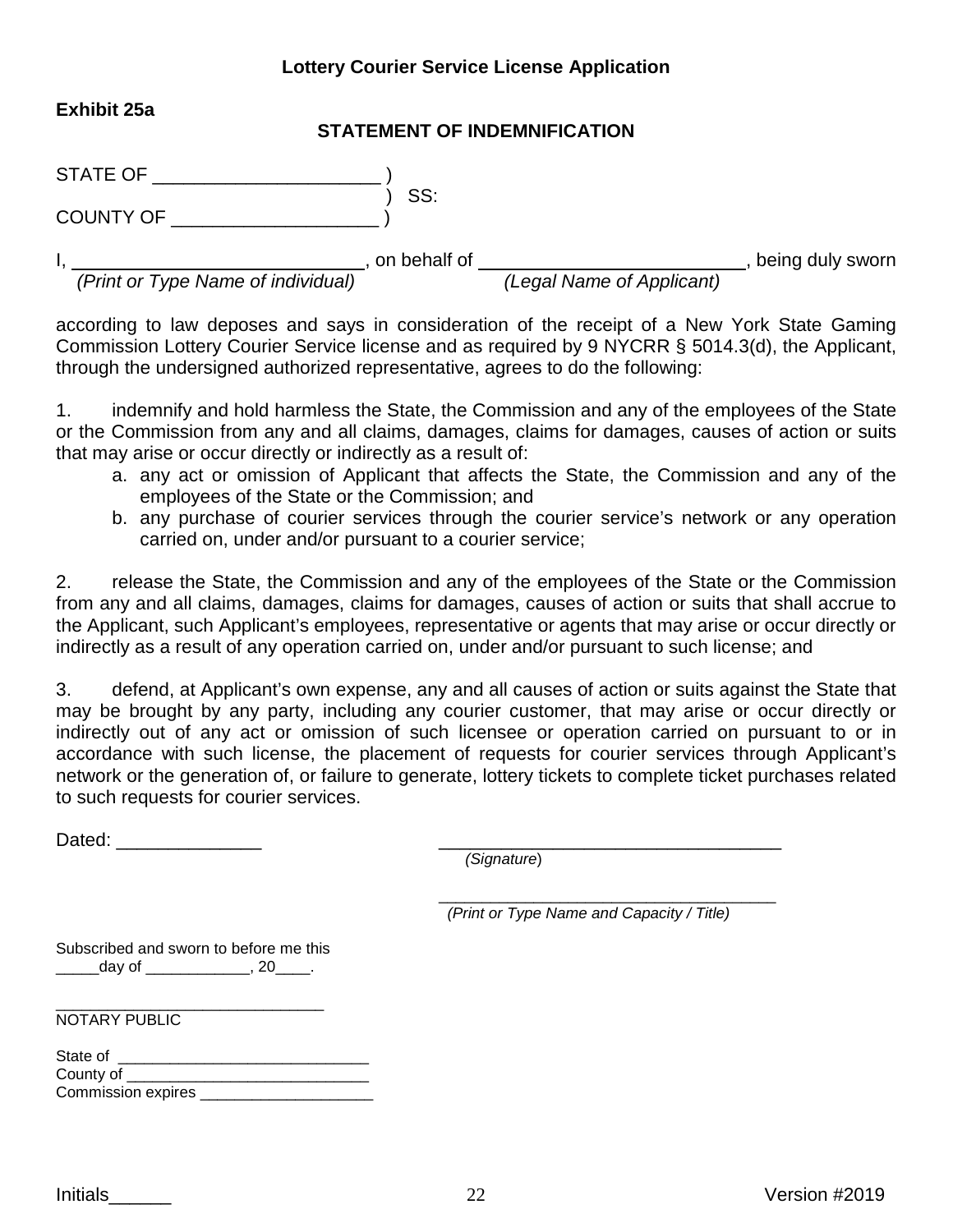**Lottery Courier Service License Application**

**Exhibit 25a**

**STATEMENT OF INDEMNIFICATION**

STATE OF ______________________ )
) SS:
COUNTY OF ____________________ )

I, ____________________________, on behalf of ___________________________, being duly sworn
*(Print or Type Name of individual)* *(Legal Name of Applicant)*

according to law deposes and says in consideration of the receipt of a New York State Gaming Commission Lottery Courier Service license and as required by 9 NYCRR § 5014.3(d), the Applicant, through the undersigned authorized representative, agrees to do the following:

1. indemnify and hold harmless the State, the Commission and any of the employees of the State or the Commission from any and all claims, damages, claims for damages, causes of action or suits that may arise or occur directly or indirectly as a result of:
   a. any act or omission of Applicant that affects the State, the Commission and any of the employees of the State or the Commission; and
   b. any purchase of courier services through the courier service's network or any operation carried on, under and/or pursuant to a courier service;

2. release the State, the Commission and any of the employees of the State or the Commission from any and all claims, damages, claims for damages, causes of action or suits that shall accrue to the Applicant, such Applicant's employees, representative or agents that may arise or occur directly or indirectly as a result of any operation carried on, under and/or pursuant to such license; and

3. defend, at Applicant's own expense, any and all causes of action or suits against the State that may be brought by any party, including any courier customer, that may arise or occur directly or indirectly out of any act or omission of such licensee or operation carried on pursuant to or in accordance with such license, the placement of requests for courier services through Applicant's network or the generation of, or failure to generate, lottery tickets to complete ticket purchases related to such requests for courier services.

Dated: ______________ _________________________________
*(Signature)*

_____________________________________
*(Print or Type Name and Capacity / Title)*

Subscribed and sworn to before me this
_____day of ____________, 20____.

_______________________________
NOTARY PUBLIC

State of ______________________________
County of _____________________________
Commission expires ____________________

Initials______

Version #2019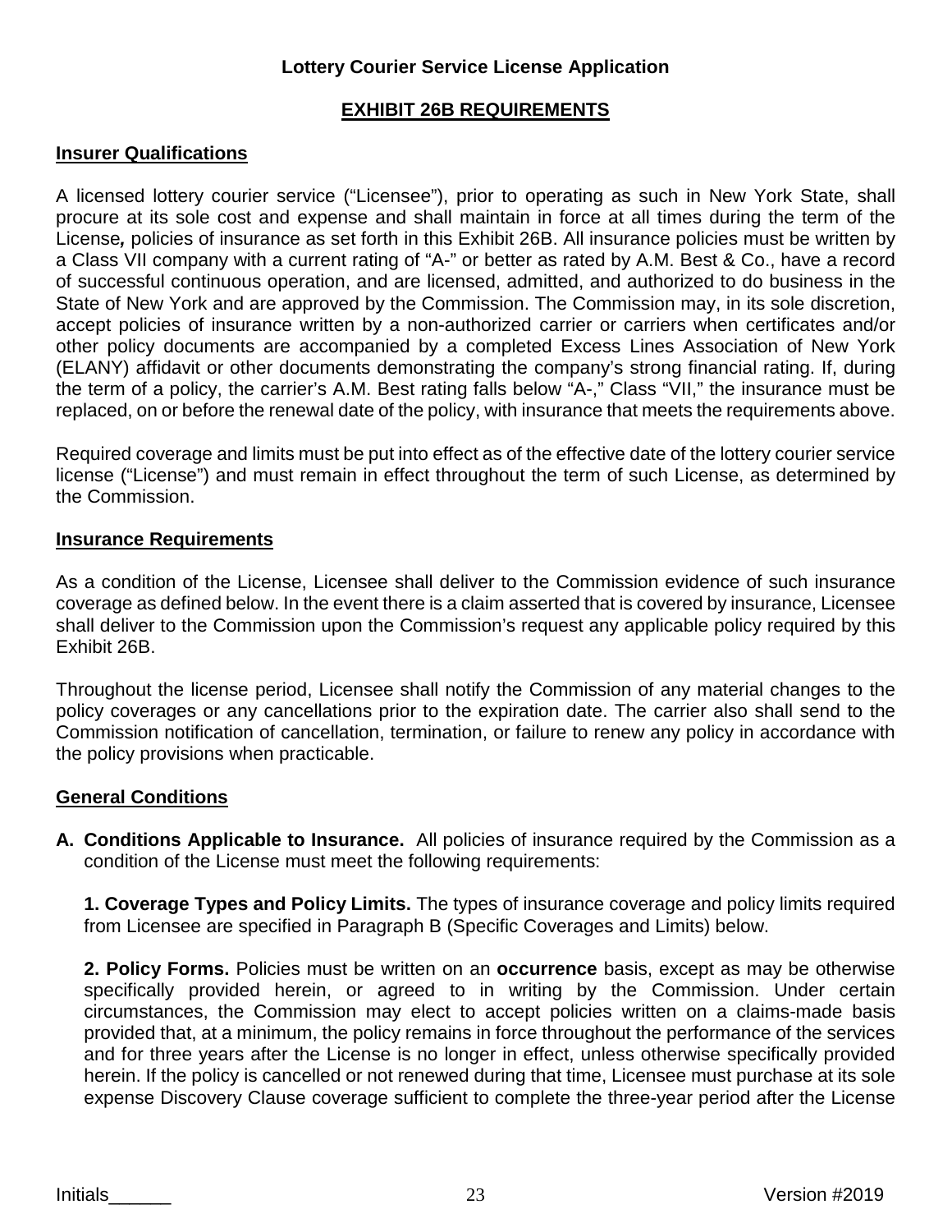**Lottery Courier Service License Application**

## EXHIBIT 26B REQUIREMENTS

### Insurer Qualifications

A licensed lottery courier service ("Licensee"), prior to operating as such in New York State, shall procure at its sole cost and expense and shall maintain in force at all times during the term of the License*,* policies of insurance as set forth in this Exhibit 26B. All insurance policies must be written by a Class VII company with a current rating of "A-" or better as rated by A.M. Best & Co., have a record of successful continuous operation, and are licensed, admitted, and authorized to do business in the State of New York and are approved by the Commission. The Commission may, in its sole discretion, accept policies of insurance written by a non-authorized carrier or carriers when certificates and/or other policy documents are accompanied by a completed Excess Lines Association of New York (ELANY) affidavit or other documents demonstrating the company's strong financial rating. If, during the term of a policy, the carrier's A.M. Best rating falls below "A-," Class "VII," the insurance must be replaced, on or before the renewal date of the policy, with insurance that meets the requirements above.

Required coverage and limits must be put into effect as of the effective date of the lottery courier service license ("License") and must remain in effect throughout the term of such License, as determined by the Commission.

### Insurance Requirements

As a condition of the License, Licensee shall deliver to the Commission evidence of such insurance coverage as defined below. In the event there is a claim asserted that is covered by insurance, Licensee shall deliver to the Commission upon the Commission's request any applicable policy required by this Exhibit 26B.

Throughout the license period, Licensee shall notify the Commission of any material changes to the policy coverages or any cancellations prior to the expiration date. The carrier also shall send to the Commission notification of cancellation, termination, or failure to renew any policy in accordance with the policy provisions when practicable.

### General Conditions

**A. Conditions Applicable to Insurance.** All policies of insurance required by the Commission as a condition of the License must meet the following requirements:

**1. Coverage Types and Policy Limits.** The types of insurance coverage and policy limits required from Licensee are specified in Paragraph B (Specific Coverages and Limits) below.

**2. Policy Forms.** Policies must be written on an **occurrence** basis, except as may be otherwise specifically provided herein, or agreed to in writing by the Commission. Under certain circumstances, the Commission may elect to accept policies written on a claims-made basis provided that, at a minimum, the policy remains in force throughout the performance of the services and for three years after the License is no longer in effect, unless otherwise specifically provided herein. If the policy is cancelled or not renewed during that time, Licensee must purchase at its sole expense Discovery Clause coverage sufficient to complete the three-year period after the License

Initials______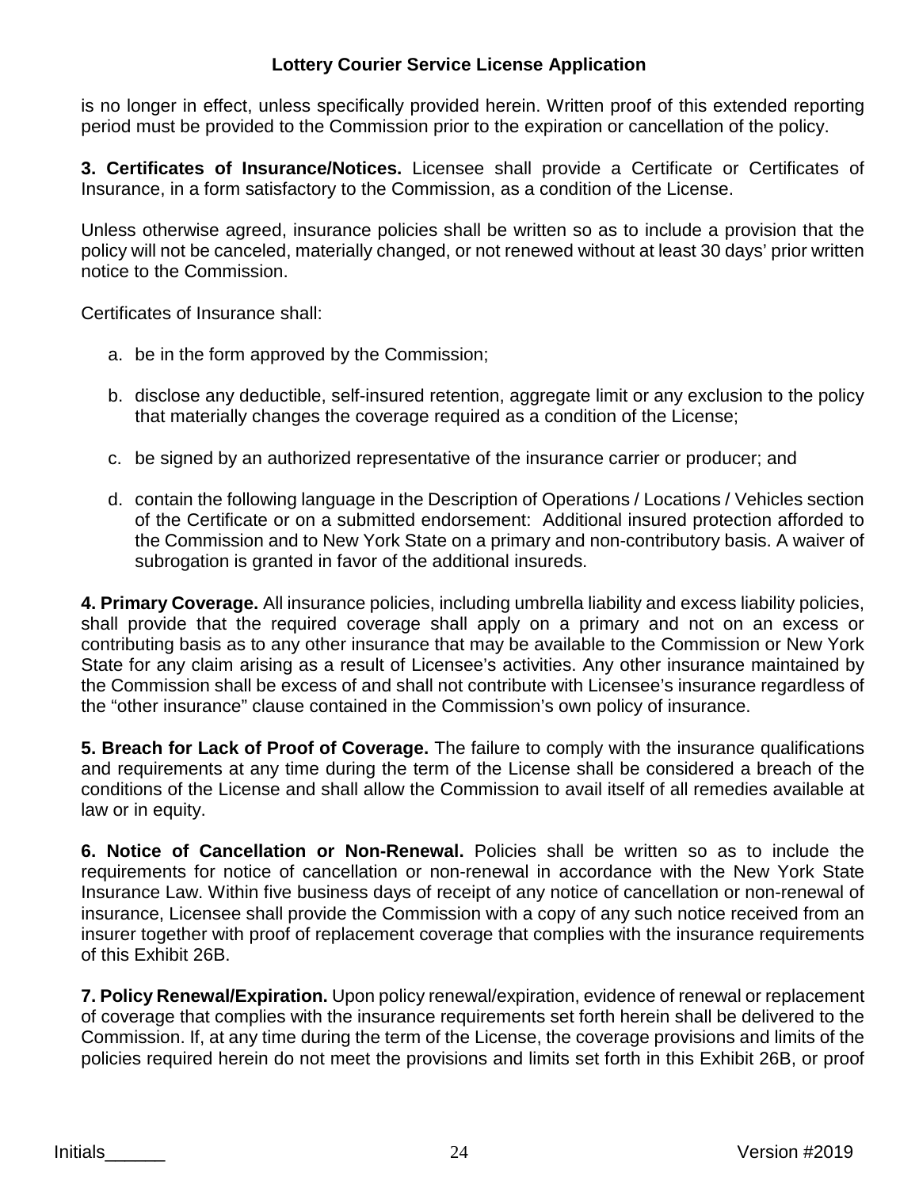is no longer in effect, unless specifically provided herein. Written proof of this extended reporting period must be provided to the Commission prior to the expiration or cancellation of the policy.

**3. Certificates of Insurance/Notices.** Licensee shall provide a Certificate or Certificates of Insurance, in a form satisfactory to the Commission, as a condition of the License.

Unless otherwise agreed, insurance policies shall be written so as to include a provision that the policy will not be canceled, materially changed, or not renewed without at least 30 days' prior written notice to the Commission.

Certificates of Insurance shall:

a. be in the form approved by the Commission;

b. disclose any deductible, self-insured retention, aggregate limit or any exclusion to the policy that materially changes the coverage required as a condition of the License;

c. be signed by an authorized representative of the insurance carrier or producer; and

d. contain the following language in the Description of Operations / Locations / Vehicles section of the Certificate or on a submitted endorsement: Additional insured protection afforded to the Commission and to New York State on a primary and non-contributory basis. A waiver of subrogation is granted in favor of the additional insureds.

**4. Primary Coverage.** All insurance policies, including umbrella liability and excess liability policies, shall provide that the required coverage shall apply on a primary and not on an excess or contributing basis as to any other insurance that may be available to the Commission or New York State for any claim arising as a result of Licensee's activities. Any other insurance maintained by the Commission shall be excess of and shall not contribute with Licensee's insurance regardless of the "other insurance" clause contained in the Commission's own policy of insurance.

**5. Breach for Lack of Proof of Coverage.** The failure to comply with the insurance qualifications and requirements at any time during the term of the License shall be considered a breach of the conditions of the License and shall allow the Commission to avail itself of all remedies available at law or in equity.

**6. Notice of Cancellation or Non-Renewal.** Policies shall be written so as to include the requirements for notice of cancellation or non-renewal in accordance with the New York State Insurance Law. Within five business days of receipt of any notice of cancellation or non-renewal of insurance, Licensee shall provide the Commission with a copy of any such notice received from an insurer together with proof of replacement coverage that complies with the insurance requirements of this Exhibit 26B.

**7. Policy Renewal/Expiration.** Upon policy renewal/expiration, evidence of renewal or replacement of coverage that complies with the insurance requirements set forth herein shall be delivered to the Commission. If, at any time during the term of the License, the coverage provisions and limits of the policies required herein do not meet the provisions and limits set forth in this Exhibit 26B, or proof

Initials______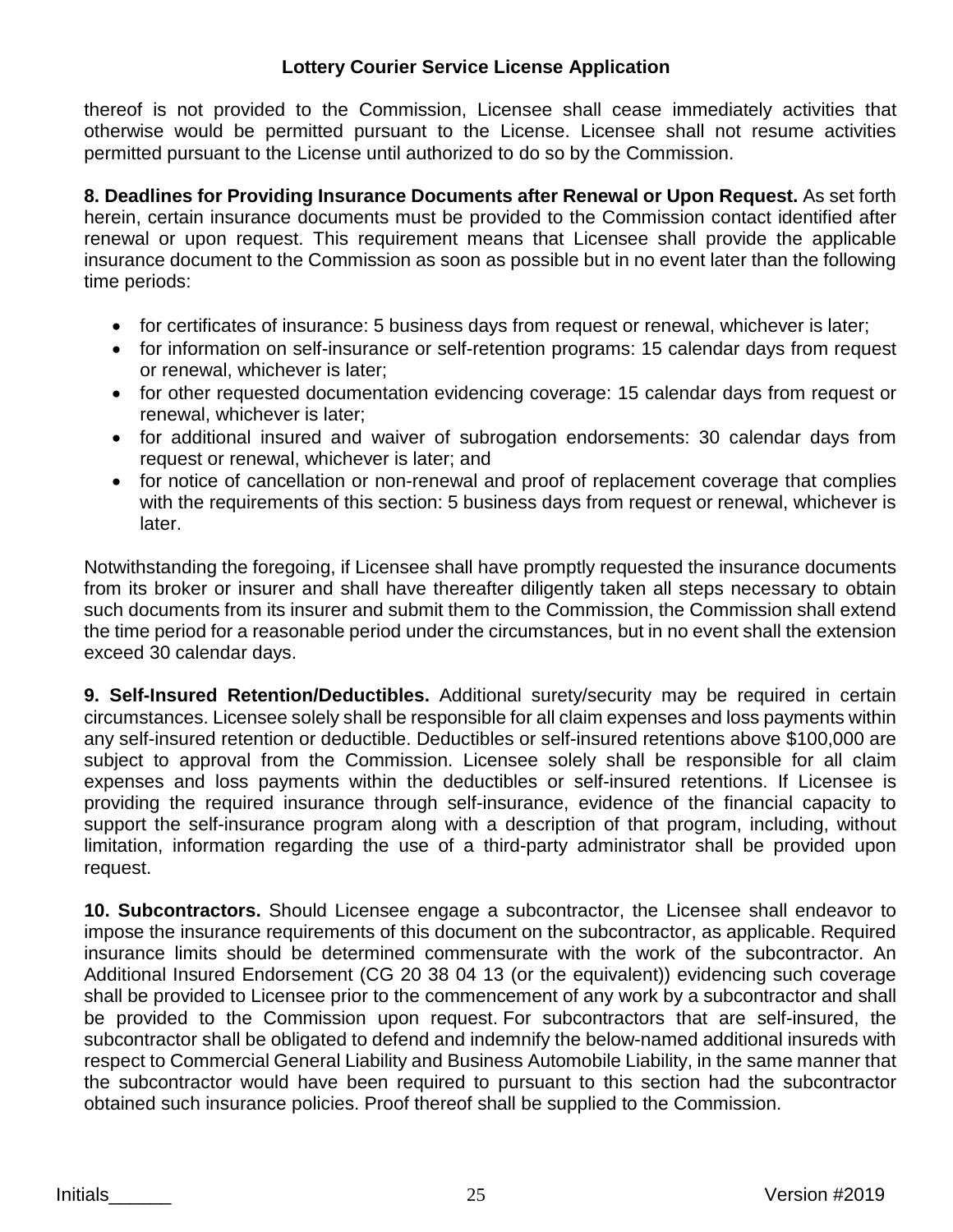thereof is not provided to the Commission, Licensee shall cease immediately activities that otherwise would be permitted pursuant to the License. Licensee shall not resume activities permitted pursuant to the License until authorized to do so by the Commission.

**8. Deadlines for Providing Insurance Documents after Renewal or Upon Request.** As set forth herein, certain insurance documents must be provided to the Commission contact identified after renewal or upon request. This requirement means that Licensee shall provide the applicable insurance document to the Commission as soon as possible but in no event later than the following time periods:

- for certificates of insurance: 5 business days from request or renewal, whichever is later;
- for information on self-insurance or self-retention programs: 15 calendar days from request or renewal, whichever is later;
- for other requested documentation evidencing coverage: 15 calendar days from request or renewal, whichever is later;
- for additional insured and waiver of subrogation endorsements: 30 calendar days from request or renewal, whichever is later; and
- for notice of cancellation or non-renewal and proof of replacement coverage that complies with the requirements of this section: 5 business days from request or renewal, whichever is later.

Notwithstanding the foregoing, if Licensee shall have promptly requested the insurance documents from its broker or insurer and shall have thereafter diligently taken all steps necessary to obtain such documents from its insurer and submit them to the Commission, the Commission shall extend the time period for a reasonable period under the circumstances, but in no event shall the extension exceed 30 calendar days.

**9. Self-Insured Retention/Deductibles.** Additional surety/security may be required in certain circumstances. Licensee solely shall be responsible for all claim expenses and loss payments within any self-insured retention or deductible. Deductibles or self-insured retentions above $100,000 are subject to approval from the Commission. Licensee solely shall be responsible for all claim expenses and loss payments within the deductibles or self-insured retentions. If Licensee is providing the required insurance through self-insurance, evidence of the financial capacity to support the self-insurance program along with a description of that program, including, without limitation, information regarding the use of a third-party administrator shall be provided upon request.

**10. Subcontractors.** Should Licensee engage a subcontractor, the Licensee shall endeavor to impose the insurance requirements of this document on the subcontractor, as applicable. Required insurance limits should be determined commensurate with the work of the subcontractor. An Additional Insured Endorsement (CG 20 38 04 13 (or the equivalent)) evidencing such coverage shall be provided to Licensee prior to the commencement of any work by a subcontractor and shall be provided to the Commission upon request. For subcontractors that are self-insured, the subcontractor shall be obligated to defend and indemnify the below-named additional insureds with respect to Commercial General Liability and Business Automobile Liability, in the same manner that the subcontractor would have been required to pursuant to this section had the subcontractor obtained such insurance policies. Proof thereof shall be supplied to the Commission.

Initials______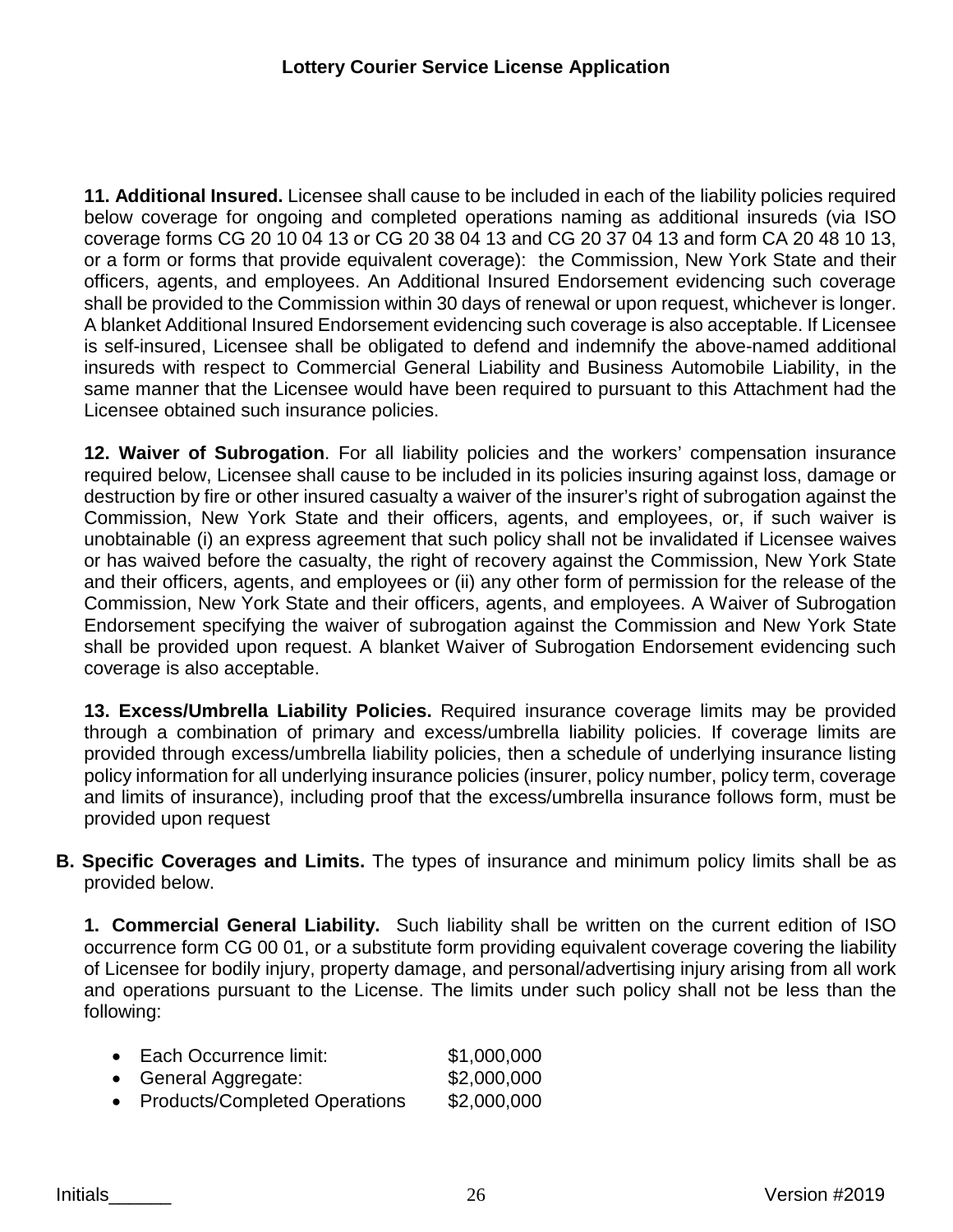**11. Additional Insured.** Licensee shall cause to be included in each of the liability policies required below coverage for ongoing and completed operations naming as additional insureds (via ISO coverage forms CG 20 10 04 13 or CG 20 38 04 13 and CG 20 37 04 13 and form CA 20 48 10 13, or a form or forms that provide equivalent coverage): the Commission, New York State and their officers, agents, and employees. An Additional Insured Endorsement evidencing such coverage shall be provided to the Commission within 30 days of renewal or upon request, whichever is longer. A blanket Additional Insured Endorsement evidencing such coverage is also acceptable. If Licensee is self-insured, Licensee shall be obligated to defend and indemnify the above-named additional insureds with respect to Commercial General Liability and Business Automobile Liability, in the same manner that the Licensee would have been required to pursuant to this Attachment had the Licensee obtained such insurance policies.

**12. Waiver of Subrogation**. For all liability policies and the workers' compensation insurance required below, Licensee shall cause to be included in its policies insuring against loss, damage or destruction by fire or other insured casualty a waiver of the insurer's right of subrogation against the Commission, New York State and their officers, agents, and employees, or, if such waiver is unobtainable (i) an express agreement that such policy shall not be invalidated if Licensee waives or has waived before the casualty, the right of recovery against the Commission, New York State and their officers, agents, and employees or (ii) any other form of permission for the release of the Commission, New York State and their officers, agents, and employees. A Waiver of Subrogation Endorsement specifying the waiver of subrogation against the Commission and New York State shall be provided upon request. A blanket Waiver of Subrogation Endorsement evidencing such coverage is also acceptable.

**13. Excess/Umbrella Liability Policies.** Required insurance coverage limits may be provided through a combination of primary and excess/umbrella liability policies. If coverage limits are provided through excess/umbrella liability policies, then a schedule of underlying insurance listing policy information for all underlying insurance policies (insurer, policy number, policy term, coverage and limits of insurance), including proof that the excess/umbrella insurance follows form, must be provided upon request

**B. Specific Coverages and Limits.** The types of insurance and minimum policy limits shall be as provided below.

**1. Commercial General Liability.** Such liability shall be written on the current edition of ISO occurrence form CG 00 01, or a substitute form providing equivalent coverage covering the liability of Licensee for bodily injury, property damage, and personal/advertising injury arising from all work and operations pursuant to the License. The limits under such policy shall not be less than the following:

- Each Occurrence limit: $1,000,000
- General Aggregate: $2,000,000
- Products/Completed Operations $2,000,000

Initials______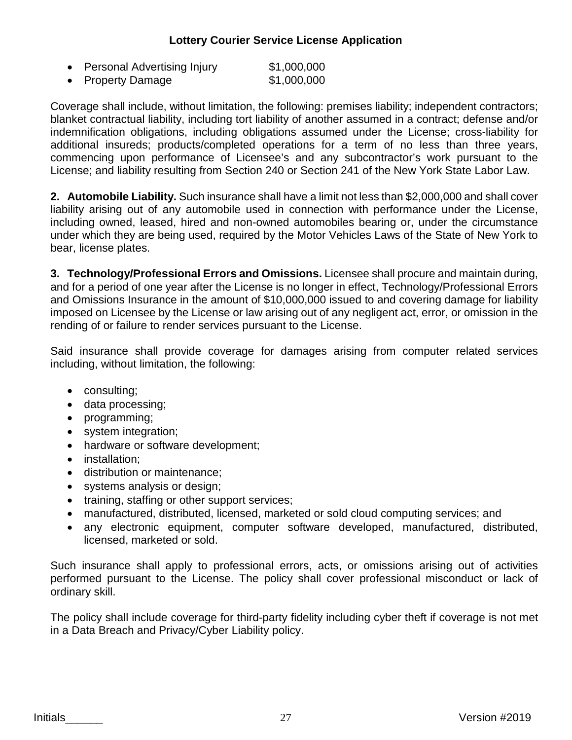- Personal Advertising Injury $1,000,000
- Property Damage $1,000,000

Coverage shall include, without limitation, the following: premises liability; independent contractors; blanket contractual liability, including tort liability of another assumed in a contract; defense and/or indemnification obligations, including obligations assumed under the License; cross-liability for additional insureds; products/completed operations for a term of no less than three years, commencing upon performance of Licensee's and any subcontractor's work pursuant to the License; and liability resulting from Section 240 or Section 241 of the New York State Labor Law.

**2. Automobile Liability.** Such insurance shall have a limit not less than $2,000,000 and shall cover liability arising out of any automobile used in connection with performance under the License, including owned, leased, hired and non-owned automobiles bearing or, under the circumstance under which they are being used, required by the Motor Vehicles Laws of the State of New York to bear, license plates.

**3. Technology/Professional Errors and Omissions.** Licensee shall procure and maintain during, and for a period of one year after the License is no longer in effect, Technology/Professional Errors and Omissions Insurance in the amount of $10,000,000 issued to and covering damage for liability imposed on Licensee by the License or law arising out of any negligent act, error, or omission in the rending of or failure to render services pursuant to the License.

Said insurance shall provide coverage for damages arising from computer related services including, without limitation, the following:

- consulting;
- data processing;
- programming;
- system integration;
- hardware or software development;
- installation;
- distribution or maintenance;
- systems analysis or design;
- training, staffing or other support services;
- manufactured, distributed, licensed, marketed or sold cloud computing services; and
- any electronic equipment, computer software developed, manufactured, distributed, licensed, marketed or sold.

Such insurance shall apply to professional errors, acts, or omissions arising out of activities performed pursuant to the License. The policy shall cover professional misconduct or lack of ordinary skill.

The policy shall include coverage for third-party fidelity including cyber theft if coverage is not met in a Data Breach and Privacy/Cyber Liability policy.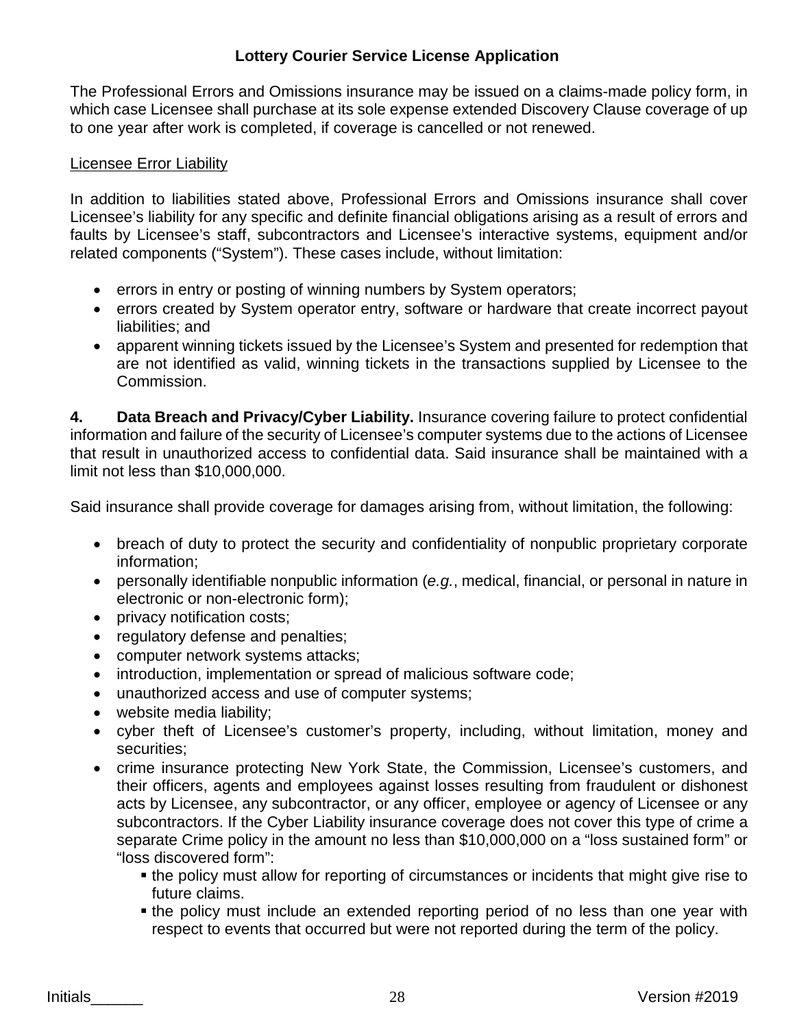The Professional Errors and Omissions insurance may be issued on a claims-made policy form, in which case Licensee shall purchase at its sole expense extended Discovery Clause coverage of up to one year after work is completed, if coverage is cancelled or not renewed.

Licensee Error Liability

In addition to liabilities stated above, Professional Errors and Omissions insurance shall cover Licensee's liability for any specific and definite financial obligations arising as a result of errors and faults by Licensee's staff, subcontractors and Licensee's interactive systems, equipment and/or related components ("System"). These cases include, without limitation:

- errors in entry or posting of winning numbers by System operators;
- errors created by System operator entry, software or hardware that create incorrect payout liabilities; and
- apparent winning tickets issued by the Licensee's System and presented for redemption that are not identified as valid, winning tickets in the transactions supplied by Licensee to the Commission.

**4. Data Breach and Privacy/Cyber Liability.** Insurance covering failure to protect confidential information and failure of the security of Licensee's computer systems due to the actions of Licensee that result in unauthorized access to confidential data. Said insurance shall be maintained with a limit not less than $10,000,000.

Said insurance shall provide coverage for damages arising from, without limitation, the following:

- breach of duty to protect the security and confidentiality of nonpublic proprietary corporate information;
- personally identifiable nonpublic information (*e.g.*, medical, financial, or personal in nature in electronic or non-electronic form);
- privacy notification costs;
- regulatory defense and penalties;
- computer network systems attacks;
- introduction, implementation or spread of malicious software code;
- unauthorized access and use of computer systems;
- website media liability;
- cyber theft of Licensee's customer's property, including, without limitation, money and securities;
- crime insurance protecting New York State, the Commission, Licensee's customers, and their officers, agents and employees against losses resulting from fraudulent or dishonest acts by Licensee, any subcontractor, or any officer, employee or agency of Licensee or any subcontractors. If the Cyber Liability insurance coverage does not cover this type of crime a separate Crime policy in the amount no less than $10,000,000 on a "loss sustained form" or "loss discovered form":
  - the policy must allow for reporting of circumstances or incidents that might give rise to future claims.
  - the policy must include an extended reporting period of no less than one year with respect to events that occurred but were not reported during the term of the policy.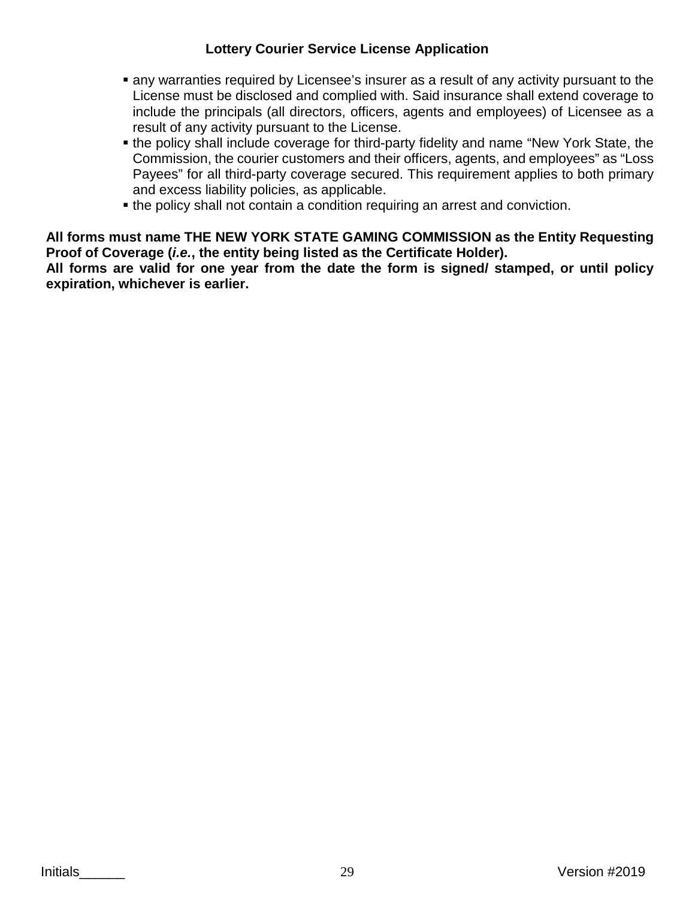- any warranties required by Licensee's insurer as a result of any activity pursuant to the License must be disclosed and complied with. Said insurance shall extend coverage to include the principals (all directors, officers, agents and employees) of Licensee as a result of any activity pursuant to the License.
- the policy shall include coverage for third-party fidelity and name "New York State, the Commission, the courier customers and their officers, agents, and employees" as "Loss Payees" for all third-party coverage secured. This requirement applies to both primary and excess liability policies, as applicable.
- the policy shall not contain a condition requiring an arrest and conviction.

**All forms must name THE NEW YORK STATE GAMING COMMISSION as the Entity Requesting Proof of Coverage (*i.e.*, the entity being listed as the Certificate Holder).**

**All forms are valid for one year from the date the form is signed/ stamped, or until policy expiration, whichever is earlier.**

Initials______